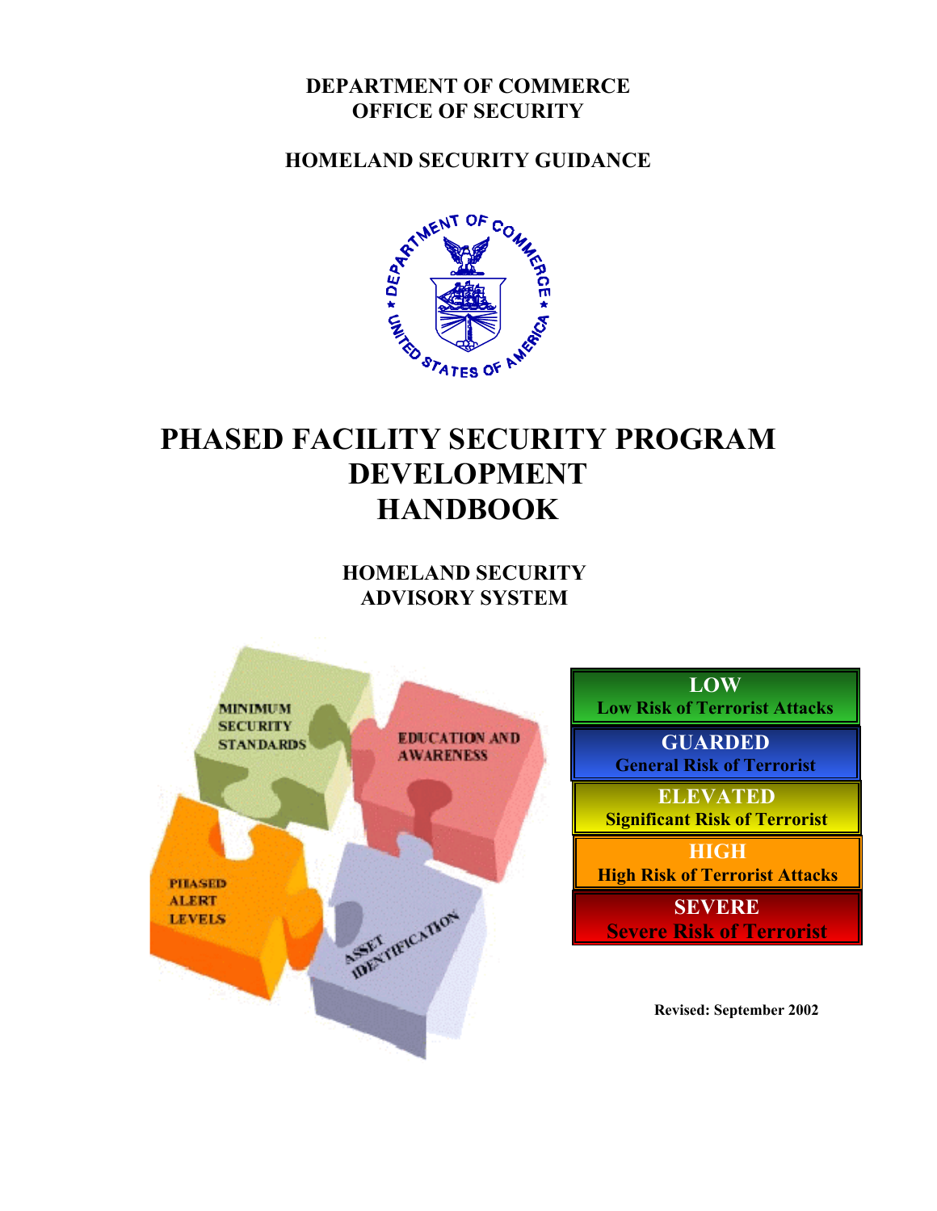**DEPARTMENT OF COMMERCE**
**OFFICE OF SECURITY**

**HOMELAND SECURITY GUIDANCE**

# PHASED FACILITY SECURITY PROGRAM DEVELOPMENT HANDBOOK

## HOMELAND SECURITY ADVISORY SYSTEM

MINIMUM SECURITY STANDARDS

EDUCATION AND AWARENESS

PHASED ALERT LEVELS

ASSET IDENTIFICATION

**LOW**
Low Risk of Terrorist Attacks

**GUARDED**
General Risk of Terrorist

**ELEVATED**
Significant Risk of Terrorist

**HIGH**
High Risk of Terrorist Attacks

**SEVERE**
Severe Risk of Terrorist

**Revised: September 2002**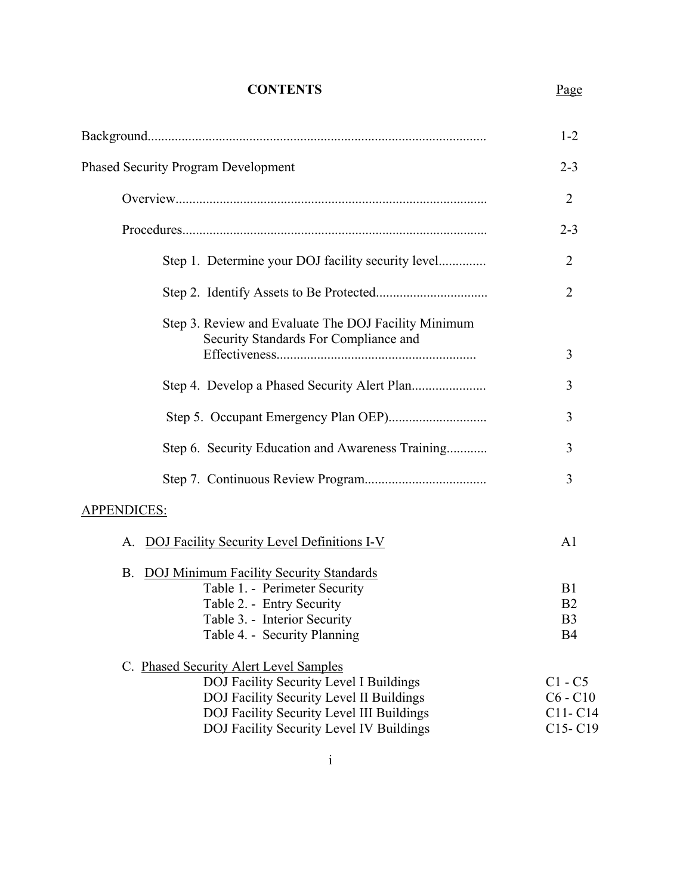# CONTENTS

| | Page |
|---|---|
| Background | 1-2 |
| Phased Security Program Development | 2-3 |
| Overview | 2 |
| Procedures | 2-3 |
| Step 1. Determine your DOJ facility security level | 2 |
| Step 2. Identify Assets to Be Protected | 2 |
| Step 3. Review and Evaluate The DOJ Facility Minimum Security Standards For Compliance and Effectiveness | 3 |
| Step 4. Develop a Phased Security Alert Plan | 3 |
| Step 5. Occupant Emergency Plan OEP) | 3 |
| Step 6. Security Education and Awareness Training | 3 |
| Step 7. Continuous Review Program | 3 |

APPENDICES:

| | |
|---|---|
| A. DOJ Facility Security Level Definitions I-V | A1 |
| B. DOJ Minimum Facility Security Standards | |
| Table 1. - Perimeter Security | B1 |
| Table 2. - Entry Security | B2 |
| Table 3. - Interior Security | B3 |
| Table 4. - Security Planning | B4 |
| C. Phased Security Alert Level Samples | |
| DOJ Facility Security Level I Buildings | C1 - C5 |
| DOJ Facility Security Level II Buildings | C6 - C10 |
| DOJ Facility Security Level III Buildings | C11- C14 |
| DOJ Facility Security Level IV Buildings | C15- C19 |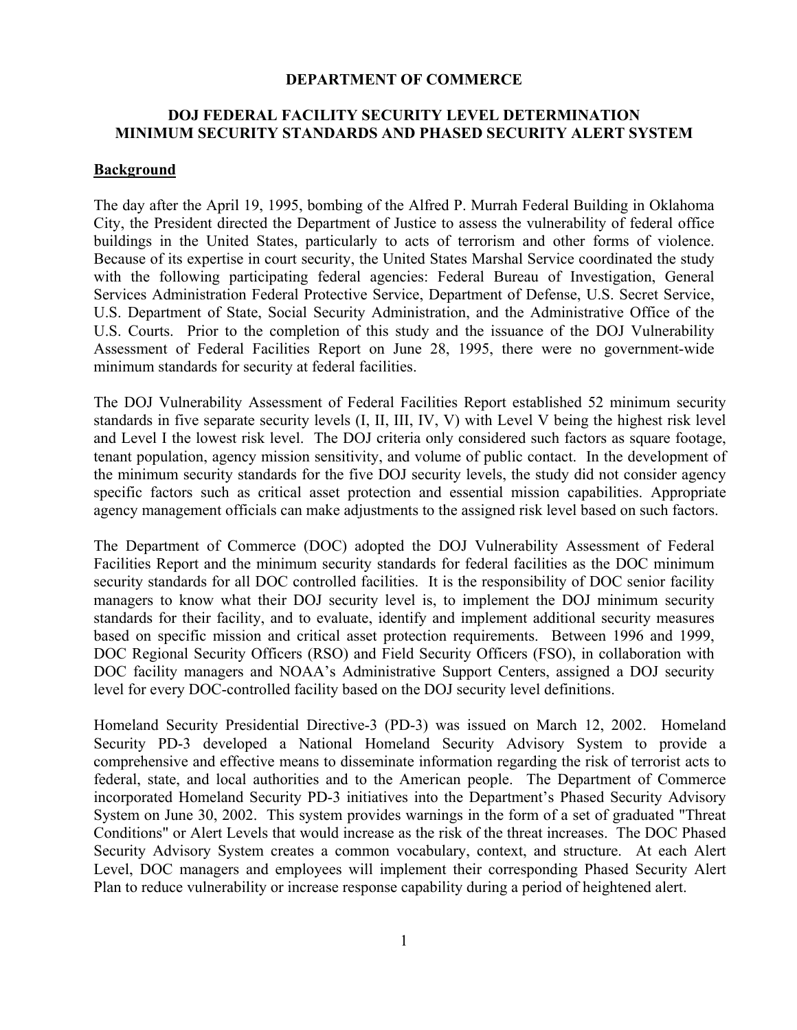**DEPARTMENT OF COMMERCE**

**DOJ FEDERAL FACILITY SECURITY LEVEL DETERMINATION MINIMUM SECURITY STANDARDS AND PHASED SECURITY ALERT SYSTEM**

## Background

The day after the April 19, 1995, bombing of the Alfred P. Murrah Federal Building in Oklahoma City, the President directed the Department of Justice to assess the vulnerability of federal office buildings in the United States, particularly to acts of terrorism and other forms of violence. Because of its expertise in court security, the United States Marshal Service coordinated the study with the following participating federal agencies: Federal Bureau of Investigation, General Services Administration Federal Protective Service, Department of Defense, U.S. Secret Service, U.S. Department of State, Social Security Administration, and the Administrative Office of the U.S. Courts. Prior to the completion of this study and the issuance of the DOJ Vulnerability Assessment of Federal Facilities Report on June 28, 1995, there were no government-wide minimum standards for security at federal facilities.

The DOJ Vulnerability Assessment of Federal Facilities Report established 52 minimum security standards in five separate security levels (I, II, III, IV, V) with Level V being the highest risk level and Level I the lowest risk level. The DOJ criteria only considered such factors as square footage, tenant population, agency mission sensitivity, and volume of public contact. In the development of the minimum security standards for the five DOJ security levels, the study did not consider agency specific factors such as critical asset protection and essential mission capabilities. Appropriate agency management officials can make adjustments to the assigned risk level based on such factors.

The Department of Commerce (DOC) adopted the DOJ Vulnerability Assessment of Federal Facilities Report and the minimum security standards for federal facilities as the DOC minimum security standards for all DOC controlled facilities. It is the responsibility of DOC senior facility managers to know what their DOJ security level is, to implement the DOJ minimum security standards for their facility, and to evaluate, identify and implement additional security measures based on specific mission and critical asset protection requirements. Between 1996 and 1999, DOC Regional Security Officers (RSO) and Field Security Officers (FSO), in collaboration with DOC facility managers and NOAA's Administrative Support Centers, assigned a DOJ security level for every DOC-controlled facility based on the DOJ security level definitions.

Homeland Security Presidential Directive-3 (PD-3) was issued on March 12, 2002. Homeland Security PD-3 developed a National Homeland Security Advisory System to provide a comprehensive and effective means to disseminate information regarding the risk of terrorist acts to federal, state, and local authorities and to the American people. The Department of Commerce incorporated Homeland Security PD-3 initiatives into the Department's Phased Security Advisory System on June 30, 2002. This system provides warnings in the form of a set of graduated "Threat Conditions" or Alert Levels that would increase as the risk of the threat increases. The DOC Phased Security Advisory System creates a common vocabulary, context, and structure. At each Alert Level, DOC managers and employees will implement their corresponding Phased Security Alert Plan to reduce vulnerability or increase response capability during a period of heightened alert.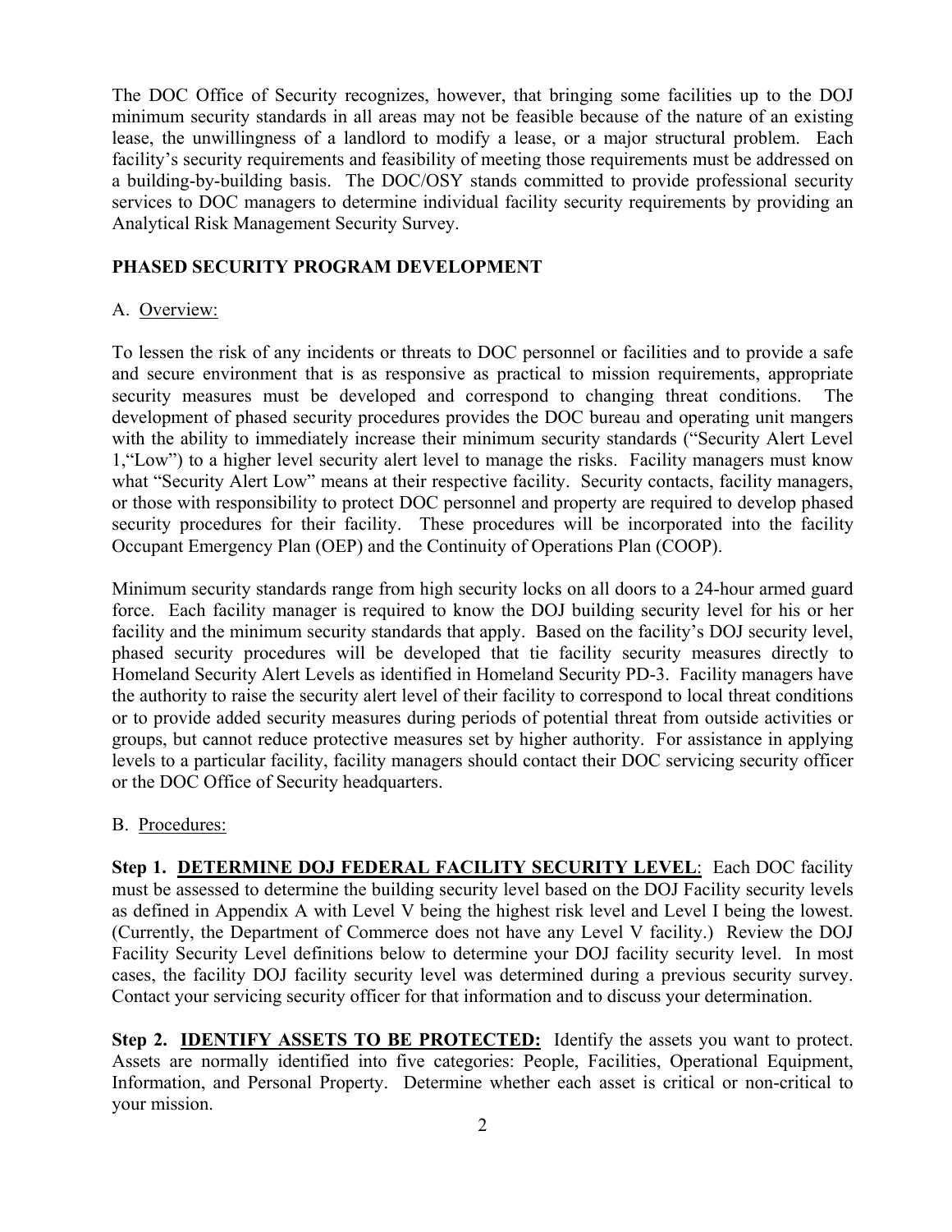The DOC Office of Security recognizes, however, that bringing some facilities up to the DOJ minimum security standards in all areas may not be feasible because of the nature of an existing lease, the unwillingness of a landlord to modify a lease, or a major structural problem. Each facility's security requirements and feasibility of meeting those requirements must be addressed on a building-by-building basis. The DOC/OSY stands committed to provide professional security services to DOC managers to determine individual facility security requirements by providing an Analytical Risk Management Security Survey.

## PHASED SECURITY PROGRAM DEVELOPMENT

A. <u>Overview:</u>

To lessen the risk of any incidents or threats to DOC personnel or facilities and to provide a safe and secure environment that is as responsive as practical to mission requirements, appropriate security measures must be developed and correspond to changing threat conditions. The development of phased security procedures provides the DOC bureau and operating unit mangers with the ability to immediately increase their minimum security standards ("Security Alert Level 1,"Low") to a higher level security alert level to manage the risks. Facility managers must know what "Security Alert Low" means at their respective facility. Security contacts, facility managers, or those with responsibility to protect DOC personnel and property are required to develop phased security procedures for their facility. These procedures will be incorporated into the facility Occupant Emergency Plan (OEP) and the Continuity of Operations Plan (COOP).

Minimum security standards range from high security locks on all doors to a 24-hour armed guard force. Each facility manager is required to know the DOJ building security level for his or her facility and the minimum security standards that apply. Based on the facility's DOJ security level, phased security procedures will be developed that tie facility security measures directly to Homeland Security Alert Levels as identified in Homeland Security PD-3. Facility managers have the authority to raise the security alert level of their facility to correspond to local threat conditions or to provide added security measures during periods of potential threat from outside activities or groups, but cannot reduce protective measures set by higher authority. For assistance in applying levels to a particular facility, facility managers should contact their DOC servicing security officer or the DOC Office of Security headquarters.

B. <u>Procedures:</u>

**Step 1. <u>DETERMINE DOJ FEDERAL FACILITY SECURITY LEVEL</u>**: Each DOC facility must be assessed to determine the building security level based on the DOJ Facility security levels as defined in Appendix A with Level V being the highest risk level and Level I being the lowest. (Currently, the Department of Commerce does not have any Level V facility.) Review the DOJ Facility Security Level definitions below to determine your DOJ facility security level. In most cases, the facility DOJ facility security level was determined during a previous security survey. Contact your servicing security officer for that information and to discuss your determination.

**Step 2. <u>IDENTIFY ASSETS TO BE PROTECTED:</u>** Identify the assets you want to protect. Assets are normally identified into five categories: People, Facilities, Operational Equipment, Information, and Personal Property. Determine whether each asset is critical or non-critical to your mission.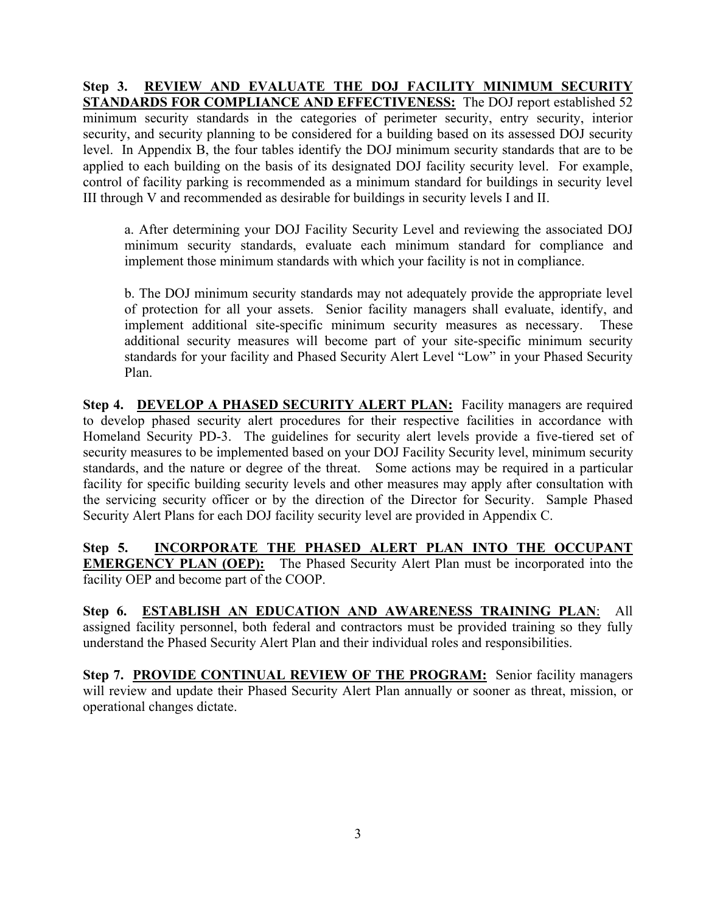**Step 3. <u>REVIEW AND EVALUATE THE DOJ FACILITY MINIMUM SECURITY STANDARDS FOR COMPLIANCE AND EFFECTIVENESS:</u>** The DOJ report established 52 minimum security standards in the categories of perimeter security, entry security, interior security, and security planning to be considered for a building based on its assessed DOJ security level. In Appendix B, the four tables identify the DOJ minimum security standards that are to be applied to each building on the basis of its designated DOJ facility security level. For example, control of facility parking is recommended as a minimum standard for buildings in security level III through V and recommended as desirable for buildings in security levels I and II.

a. After determining your DOJ Facility Security Level and reviewing the associated DOJ minimum security standards, evaluate each minimum standard for compliance and implement those minimum standards with which your facility is not in compliance.

b. The DOJ minimum security standards may not adequately provide the appropriate level of protection for all your assets. Senior facility managers shall evaluate, identify, and implement additional site-specific minimum security measures as necessary. These additional security measures will become part of your site-specific minimum security standards for your facility and Phased Security Alert Level "Low" in your Phased Security Plan.

**Step 4. <u>DEVELOP A PHASED SECURITY ALERT PLAN:</u>** Facility managers are required to develop phased security alert procedures for their respective facilities in accordance with Homeland Security PD-3. The guidelines for security alert levels provide a five-tiered set of security measures to be implemented based on your DOJ Facility Security level, minimum security standards, and the nature or degree of the threat. Some actions may be required in a particular facility for specific building security levels and other measures may apply after consultation with the servicing security officer or by the direction of the Director for Security. Sample Phased Security Alert Plans for each DOJ facility security level are provided in Appendix C.

**Step 5. <u>INCORPORATE THE PHASED ALERT PLAN INTO THE OCCUPANT EMERGENCY PLAN (OEP):</u>** The Phased Security Alert Plan must be incorporated into the facility OEP and become part of the COOP.

**Step 6. <u>ESTABLISH AN EDUCATION AND AWARENESS TRAINING PLAN</u>:** All assigned facility personnel, both federal and contractors must be provided training so they fully understand the Phased Security Alert Plan and their individual roles and responsibilities.

**Step 7. <u>PROVIDE CONTINUAL REVIEW OF THE PROGRAM:</u>** Senior facility managers will review and update their Phased Security Alert Plan annually or sooner as threat, mission, or operational changes dictate.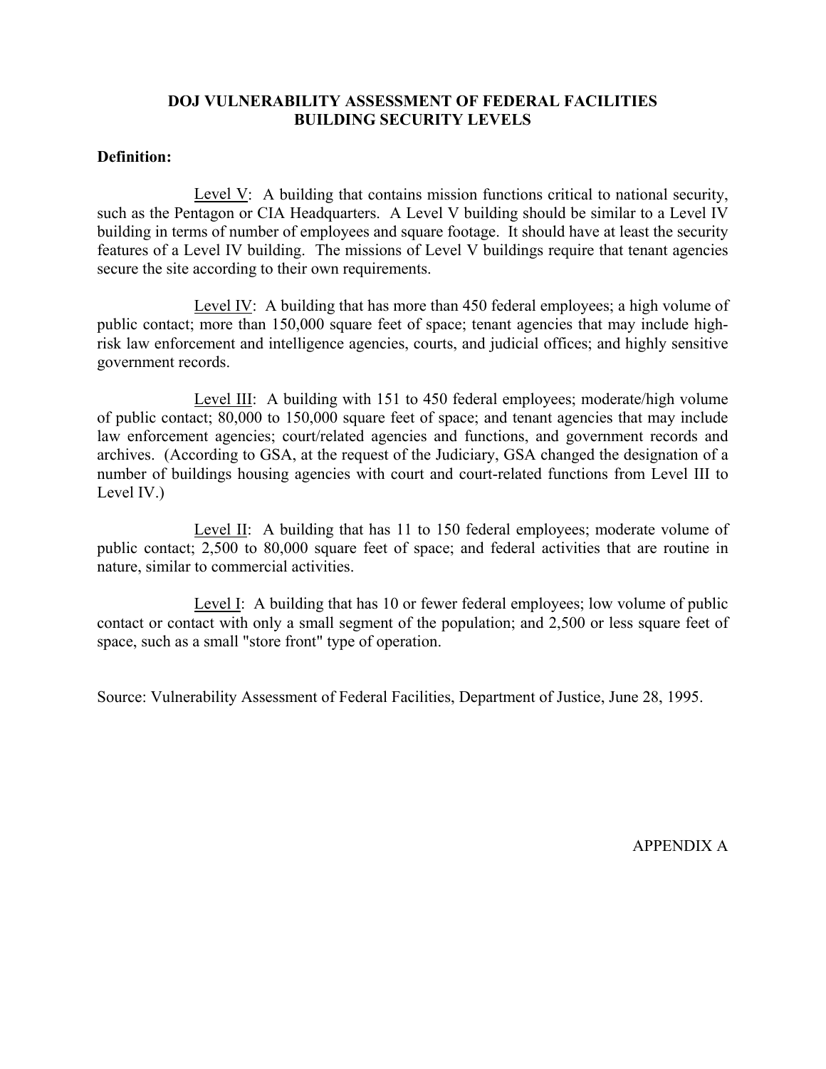# DOJ VULNERABILITY ASSESSMENT OF FEDERAL FACILITIES
# BUILDING SECURITY LEVELS

**Definition:**

Level V: A building that contains mission functions critical to national security, such as the Pentagon or CIA Headquarters. A Level V building should be similar to a Level IV building in terms of number of employees and square footage. It should have at least the security features of a Level IV building. The missions of Level V buildings require that tenant agencies secure the site according to their own requirements.

Level IV: A building that has more than 450 federal employees; a high volume of public contact; more than 150,000 square feet of space; tenant agencies that may include high-risk law enforcement and intelligence agencies, courts, and judicial offices; and highly sensitive government records.

Level III: A building with 151 to 450 federal employees; moderate/high volume of public contact; 80,000 to 150,000 square feet of space; and tenant agencies that may include law enforcement agencies; court/related agencies and functions, and government records and archives. (According to GSA, at the request of the Judiciary, GSA changed the designation of a number of buildings housing agencies with court and court-related functions from Level III to Level IV.)

Level II: A building that has 11 to 150 federal employees; moderate volume of public contact; 2,500 to 80,000 square feet of space; and federal activities that are routine in nature, similar to commercial activities.

Level I: A building that has 10 or fewer federal employees; low volume of public contact or contact with only a small segment of the population; and 2,500 or less square feet of space, such as a small "store front" type of operation.

Source: Vulnerability Assessment of Federal Facilities, Department of Justice, June 28, 1995.

APPENDIX A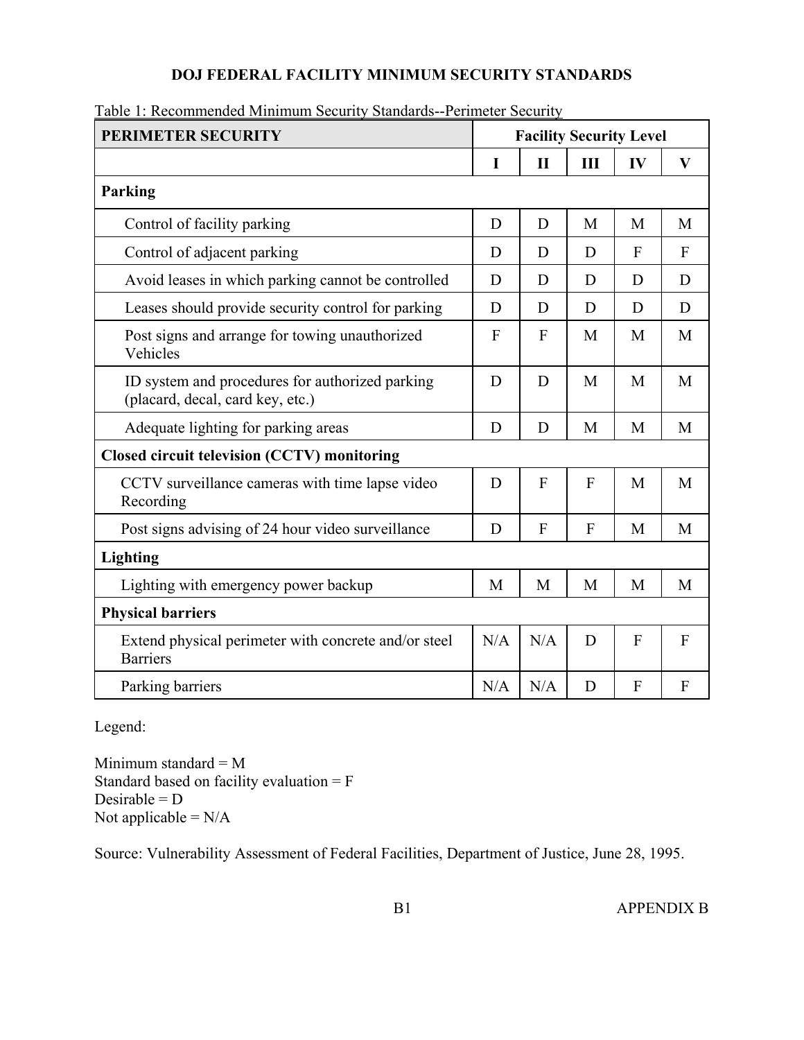# DOJ FEDERAL FACILITY MINIMUM SECURITY STANDARDS

Table 1: Recommended Minimum Security Standards--Perimeter Security

| PERIMETER SECURITY | Facility Security Level | | | | |
|---|---|---|---|---|---|
| | I | II | III | IV | V |
| **Parking** | | | | | |
| Control of facility parking | D | D | M | M | M |
| Control of adjacent parking | D | D | D | F | F |
| Avoid leases in which parking cannot be controlled | D | D | D | D | D |
| Leases should provide security control for parking | D | D | D | D | D |
| Post signs and arrange for towing unauthorized Vehicles | F | F | M | M | M |
| ID system and procedures for authorized parking (placard, decal, card key, etc.) | D | D | M | M | M |
| Adequate lighting for parking areas | D | D | M | M | M |
| **Closed circuit television (CCTV) monitoring** | | | | | |
| CCTV surveillance cameras with time lapse video Recording | D | F | F | M | M |
| Post signs advising of 24 hour video surveillance | D | F | F | M | M |
| **Lighting** | | | | | |
| Lighting with emergency power backup | M | M | M | M | M |
| **Physical barriers** | | | | | |
| Extend physical perimeter with concrete and/or steel Barriers | N/A | N/A | D | F | F |
| Parking barriers | N/A | N/A | D | F | F |

Legend:

Minimum standard = M
Standard based on facility evaluation = F
Desirable = D
Not applicable = N/A

Source: Vulnerability Assessment of Federal Facilities, Department of Justice, June 28, 1995.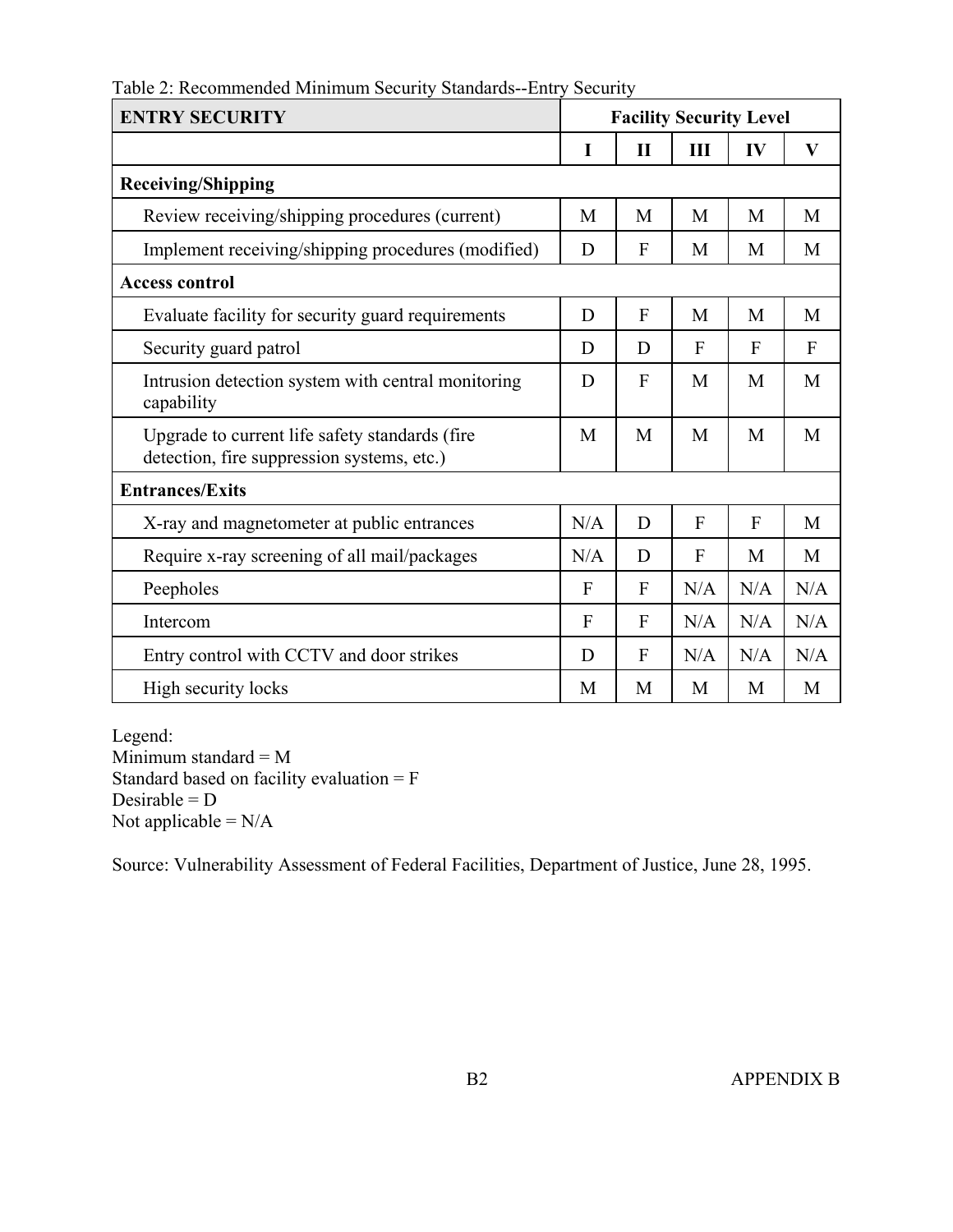Table 2: Recommended Minimum Security Standards--Entry Security

| **ENTRY SECURITY** | **Facility Security Level** | | | | |
|---|---|---|---|---|---|
| | **I** | **II** | **III** | **IV** | **V** |
| **Receiving/Shipping** | | | | | |
| Review receiving/shipping procedures (current) | M | M | M | M | M |
| Implement receiving/shipping procedures (modified) | D | F | M | M | M |
| **Access control** | | | | | |
| Evaluate facility for security guard requirements | D | F | M | M | M |
| Security guard patrol | D | D | F | F | F |
| Intrusion detection system with central monitoring capability | D | F | M | M | M |
| Upgrade to current life safety standards (fire detection, fire suppression systems, etc.) | M | M | M | M | M |
| **Entrances/Exits** | | | | | |
| X-ray and magnetometer at public entrances | N/A | D | F | F | M |
| Require x-ray screening of all mail/packages | N/A | D | F | M | M |
| Peepholes | F | F | N/A | N/A | N/A |
| Intercom | F | F | N/A | N/A | N/A |
| Entry control with CCTV and door strikes | D | F | N/A | N/A | N/A |
| High security locks | M | M | M | M | M |

Legend:
Minimum standard = M
Standard based on facility evaluation = F
Desirable = D
Not applicable = N/A

Source: Vulnerability Assessment of Federal Facilities, Department of Justice, June 28, 1995.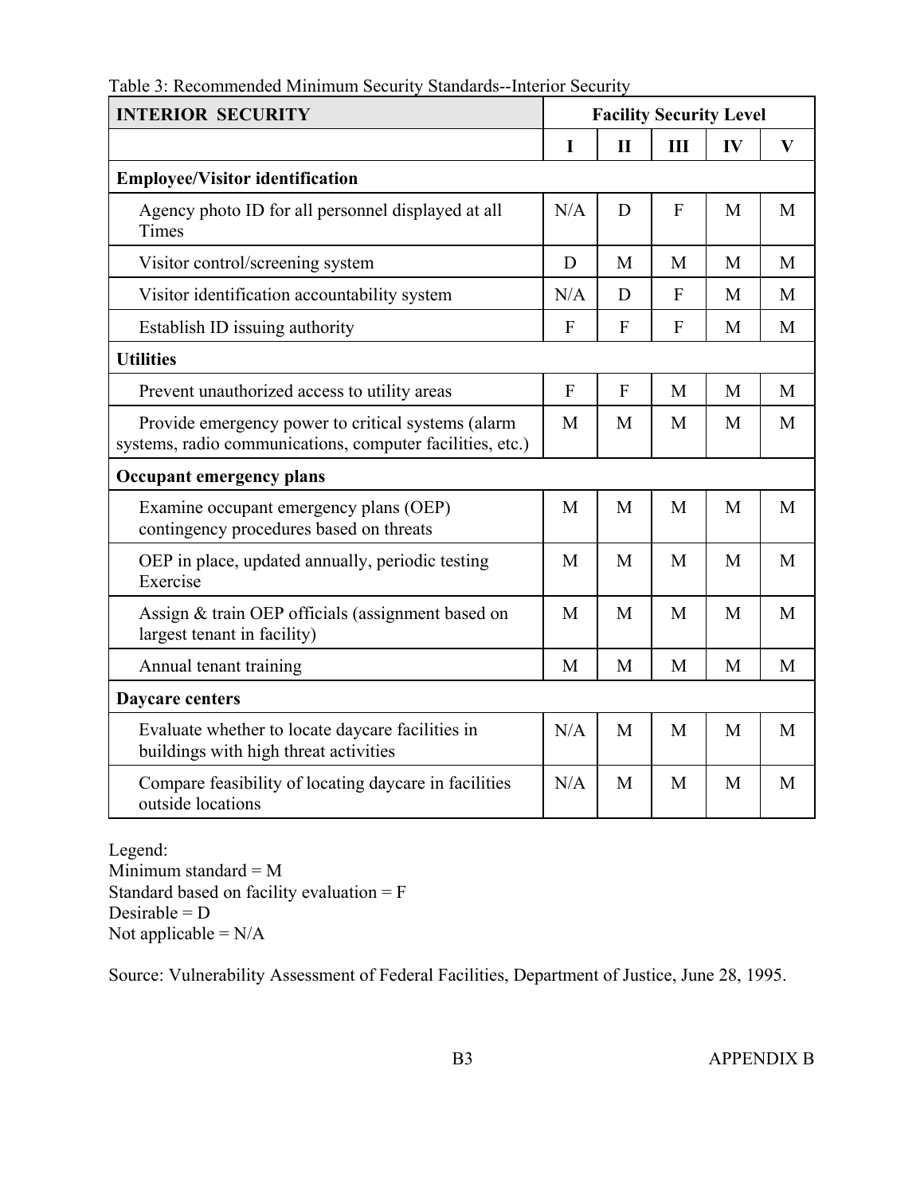Table 3: Recommended Minimum Security Standards--Interior Security

| INTERIOR SECURITY | Facility Security Level | | | | |
|---|---|---|---|---|---|
| | I | II | III | IV | V |
| **Employee/Visitor identification** | | | | | |
| Agency photo ID for all personnel displayed at all Times | N/A | D | F | M | M |
| Visitor control/screening system | D | M | M | M | M |
| Visitor identification accountability system | N/A | D | F | M | M |
| Establish ID issuing authority | F | F | F | M | M |
| **Utilities** | | | | | |
| Prevent unauthorized access to utility areas | F | F | M | M | M |
| Provide emergency power to critical systems (alarm systems, radio communications, computer facilities, etc.) | M | M | M | M | M |
| **Occupant emergency plans** | | | | | |
| Examine occupant emergency plans (OEP) contingency procedures based on threats | M | M | M | M | M |
| OEP in place, updated annually, periodic testing Exercise | M | M | M | M | M |
| Assign & train OEP officials (assignment based on largest tenant in facility) | M | M | M | M | M |
| Annual tenant training | M | M | M | M | M |
| **Daycare centers** | | | | | |
| Evaluate whether to locate daycare facilities in buildings with high threat activities | N/A | M | M | M | M |
| Compare feasibility of locating daycare in facilities outside locations | N/A | M | M | M | M |

Legend:
Minimum standard = M
Standard based on facility evaluation = F
Desirable = D
Not applicable = N/A

Source: Vulnerability Assessment of Federal Facilities, Department of Justice, June 28, 1995.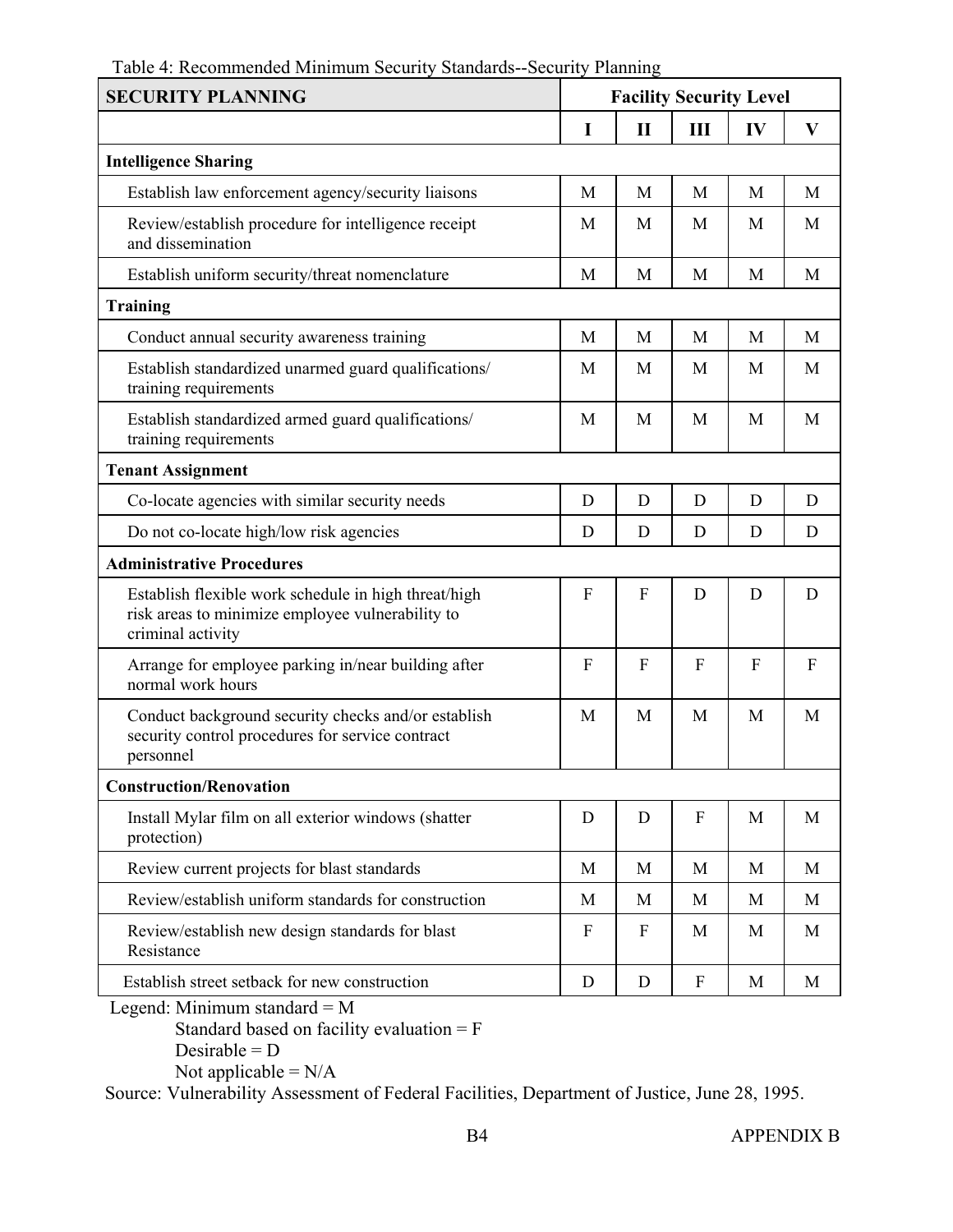Table 4: Recommended Minimum Security Standards--Security Planning

| SECURITY PLANNING | Facility Security Level | | | | |
|---|---|---|---|---|---|
| | I | II | III | IV | V |
| **Intelligence Sharing** | | | | | |
| Establish law enforcement agency/security liaisons | M | M | M | M | M |
| Review/establish procedure for intelligence receipt and dissemination | M | M | M | M | M |
| Establish uniform security/threat nomenclature | M | M | M | M | M |
| **Training** | | | | | |
| Conduct annual security awareness training | M | M | M | M | M |
| Establish standardized unarmed guard qualifications/ training requirements | M | M | M | M | M |
| Establish standardized armed guard qualifications/ training requirements | M | M | M | M | M |
| **Tenant Assignment** | | | | | |
| Co-locate agencies with similar security needs | D | D | D | D | D |
| Do not co-locate high/low risk agencies | D | D | D | D | D |
| **Administrative Procedures** | | | | | |
| Establish flexible work schedule in high threat/high risk areas to minimize employee vulnerability to criminal activity | F | F | D | D | D |
| Arrange for employee parking in/near building after normal work hours | F | F | F | F | F |
| Conduct background security checks and/or establish security control procedures for service contract personnel | M | M | M | M | M |
| **Construction/Renovation** | | | | | |
| Install Mylar film on all exterior windows (shatter protection) | D | D | F | M | M |
| Review current projects for blast standards | M | M | M | M | M |
| Review/establish uniform standards for construction | M | M | M | M | M |
| Review/establish new design standards for blast Resistance | F | F | M | M | M |
| Establish street setback for new construction | D | D | F | M | M |

Legend: Minimum standard = M
Standard based on facility evaluation = F
Desirable = D
Not applicable = N/A

Source: Vulnerability Assessment of Federal Facilities, Department of Justice, June 28, 1995.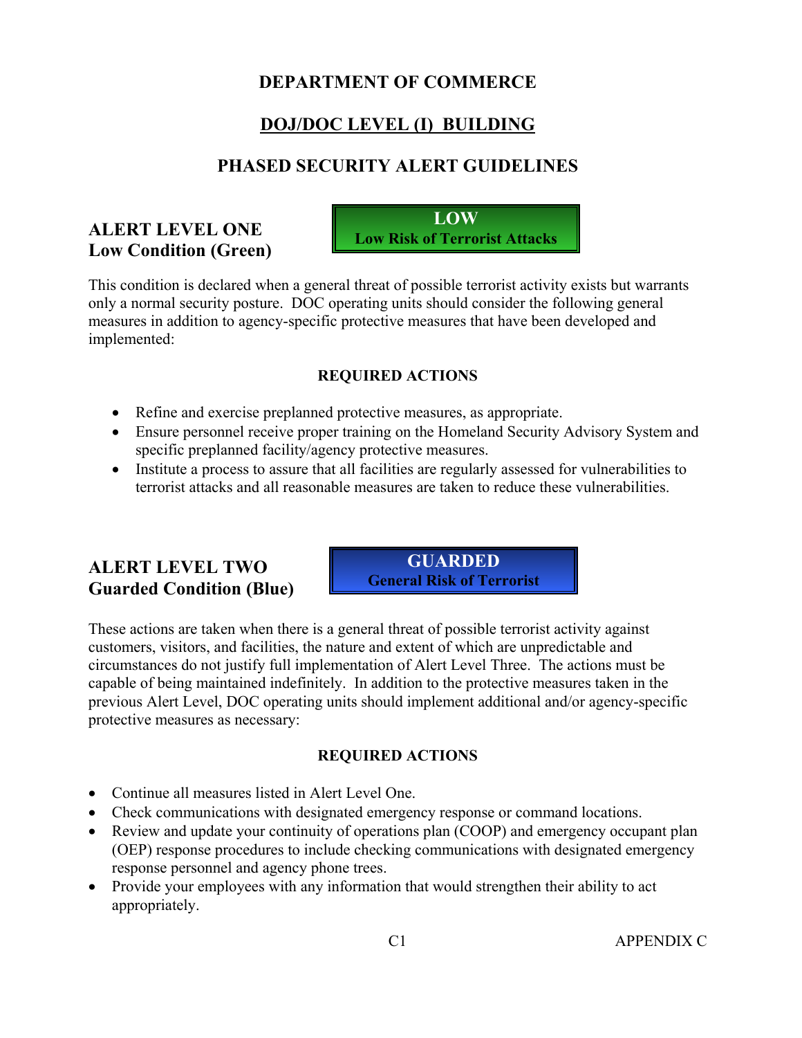# DEPARTMENT OF COMMERCE

## DOJ/DOC LEVEL (I) BUILDING

## PHASED SECURITY ALERT GUIDELINES

### ALERT LEVEL ONE
### Low Condition (Green)

**LOW**
**Low Risk of Terrorist Attacks**

This condition is declared when a general threat of possible terrorist activity exists but warrants only a normal security posture. DOC operating units should consider the following general measures in addition to agency-specific protective measures that have been developed and implemented:

**REQUIRED ACTIONS**

- Refine and exercise preplanned protective measures, as appropriate.
- Ensure personnel receive proper training on the Homeland Security Advisory System and specific preplanned facility/agency protective measures.
- Institute a process to assure that all facilities are regularly assessed for vulnerabilities to terrorist attacks and all reasonable measures are taken to reduce these vulnerabilities.

### ALERT LEVEL TWO
### Guarded Condition (Blue)

**GUARDED**
**General Risk of Terrorist**

These actions are taken when there is a general threat of possible terrorist activity against customers, visitors, and facilities, the nature and extent of which are unpredictable and circumstances do not justify full implementation of Alert Level Three. The actions must be capable of being maintained indefinitely. In addition to the protective measures taken in the previous Alert Level, DOC operating units should implement additional and/or agency-specific protective measures as necessary:

**REQUIRED ACTIONS**

- Continue all measures listed in Alert Level One.
- Check communications with designated emergency response or command locations.
- Review and update your continuity of operations plan (COOP) and emergency occupant plan (OEP) response procedures to include checking communications with designated emergency response personnel and agency phone trees.
- Provide your employees with any information that would strengthen their ability to act appropriately.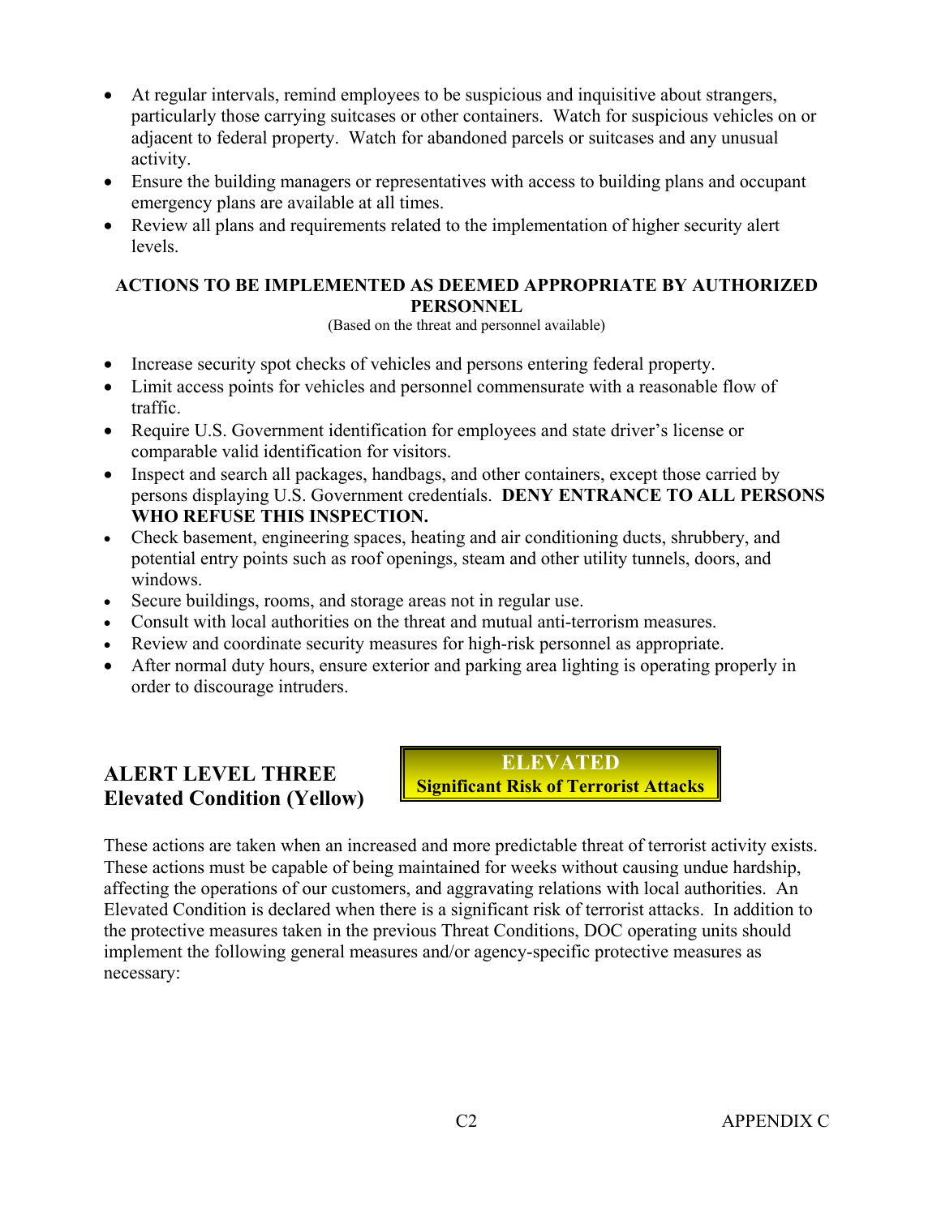- At regular intervals, remind employees to be suspicious and inquisitive about strangers, particularly those carrying suitcases or other containers. Watch for suspicious vehicles on or adjacent to federal property. Watch for abandoned parcels or suitcases and any unusual activity.
- Ensure the building managers or representatives with access to building plans and occupant emergency plans are available at all times.
- Review all plans and requirements related to the implementation of higher security alert levels.

**ACTIONS TO BE IMPLEMENTED AS DEEMED APPROPRIATE BY AUTHORIZED PERSONNEL**

(Based on the threat and personnel available)

- Increase security spot checks of vehicles and persons entering federal property.
- Limit access points for vehicles and personnel commensurate with a reasonable flow of traffic.
- Require U.S. Government identification for employees and state driver's license or comparable valid identification for visitors.
- Inspect and search all packages, handbags, and other containers, except those carried by persons displaying U.S. Government credentials. **DENY ENTRANCE TO ALL PERSONS WHO REFUSE THIS INSPECTION.**
- Check basement, engineering spaces, heating and air conditioning ducts, shrubbery, and potential entry points such as roof openings, steam and other utility tunnels, doors, and windows.
- Secure buildings, rooms, and storage areas not in regular use.
- Consult with local authorities on the threat and mutual anti-terrorism measures.
- Review and coordinate security measures for high-risk personnel as appropriate.
- After normal duty hours, ensure exterior and parking area lighting is operating properly in order to discourage intruders.

## ALERT LEVEL THREE
## Elevated Condition (Yellow)

**ELEVATED**
**Significant Risk of Terrorist Attacks**

These actions are taken when an increased and more predictable threat of terrorist activity exists. These actions must be capable of being maintained for weeks without causing undue hardship, affecting the operations of our customers, and aggravating relations with local authorities. An Elevated Condition is declared when there is a significant risk of terrorist attacks. In addition to the protective measures taken in the previous Threat Conditions, DOC operating units should implement the following general measures and/or agency-specific protective measures as necessary: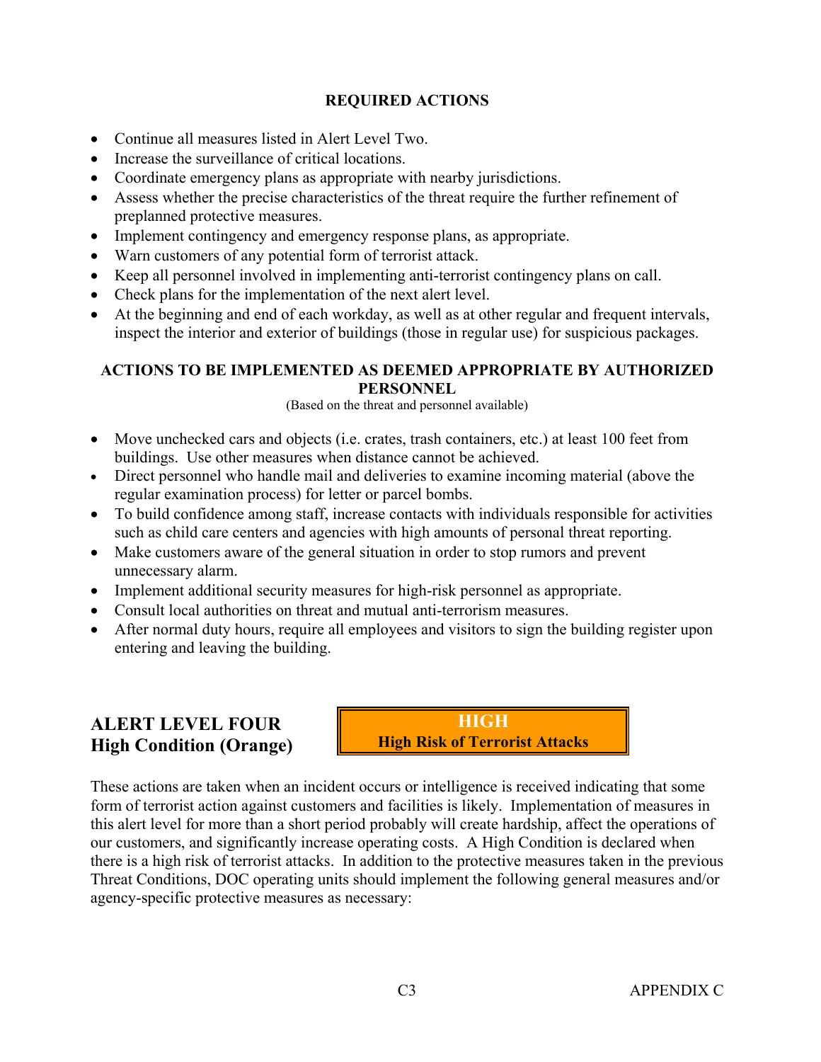**REQUIRED ACTIONS**

- Continue all measures listed in Alert Level Two.
- Increase the surveillance of critical locations.
- Coordinate emergency plans as appropriate with nearby jurisdictions.
- Assess whether the precise characteristics of the threat require the further refinement of preplanned protective measures.
- Implement contingency and emergency response plans, as appropriate.
- Warn customers of any potential form of terrorist attack.
- Keep all personnel involved in implementing anti-terrorist contingency plans on call.
- Check plans for the implementation of the next alert level.
- At the beginning and end of each workday, as well as at other regular and frequent intervals, inspect the interior and exterior of buildings (those in regular use) for suspicious packages.

**ACTIONS TO BE IMPLEMENTED AS DEEMED APPROPRIATE BY AUTHORIZED PERSONNEL**

(Based on the threat and personnel available)

- Move unchecked cars and objects (i.e. crates, trash containers, etc.) at least 100 feet from buildings. Use other measures when distance cannot be achieved.
- Direct personnel who handle mail and deliveries to examine incoming material (above the regular examination process) for letter or parcel bombs.
- To build confidence among staff, increase contacts with individuals responsible for activities such as child care centers and agencies with high amounts of personal threat reporting.
- Make customers aware of the general situation in order to stop rumors and prevent unnecessary alarm.
- Implement additional security measures for high-risk personnel as appropriate.
- Consult local authorities on threat and mutual anti-terrorism measures.
- After normal duty hours, require all employees and visitors to sign the building register upon entering and leaving the building.

## ALERT LEVEL FOUR
## High Condition (Orange)

**HIGH**
**High Risk of Terrorist Attacks**

These actions are taken when an incident occurs or intelligence is received indicating that some form of terrorist action against customers and facilities is likely. Implementation of measures in this alert level for more than a short period probably will create hardship, affect the operations of our customers, and significantly increase operating costs. A High Condition is declared when there is a high risk of terrorist attacks. In addition to the protective measures taken in the previous Threat Conditions, DOC operating units should implement the following general measures and/or agency-specific protective measures as necessary: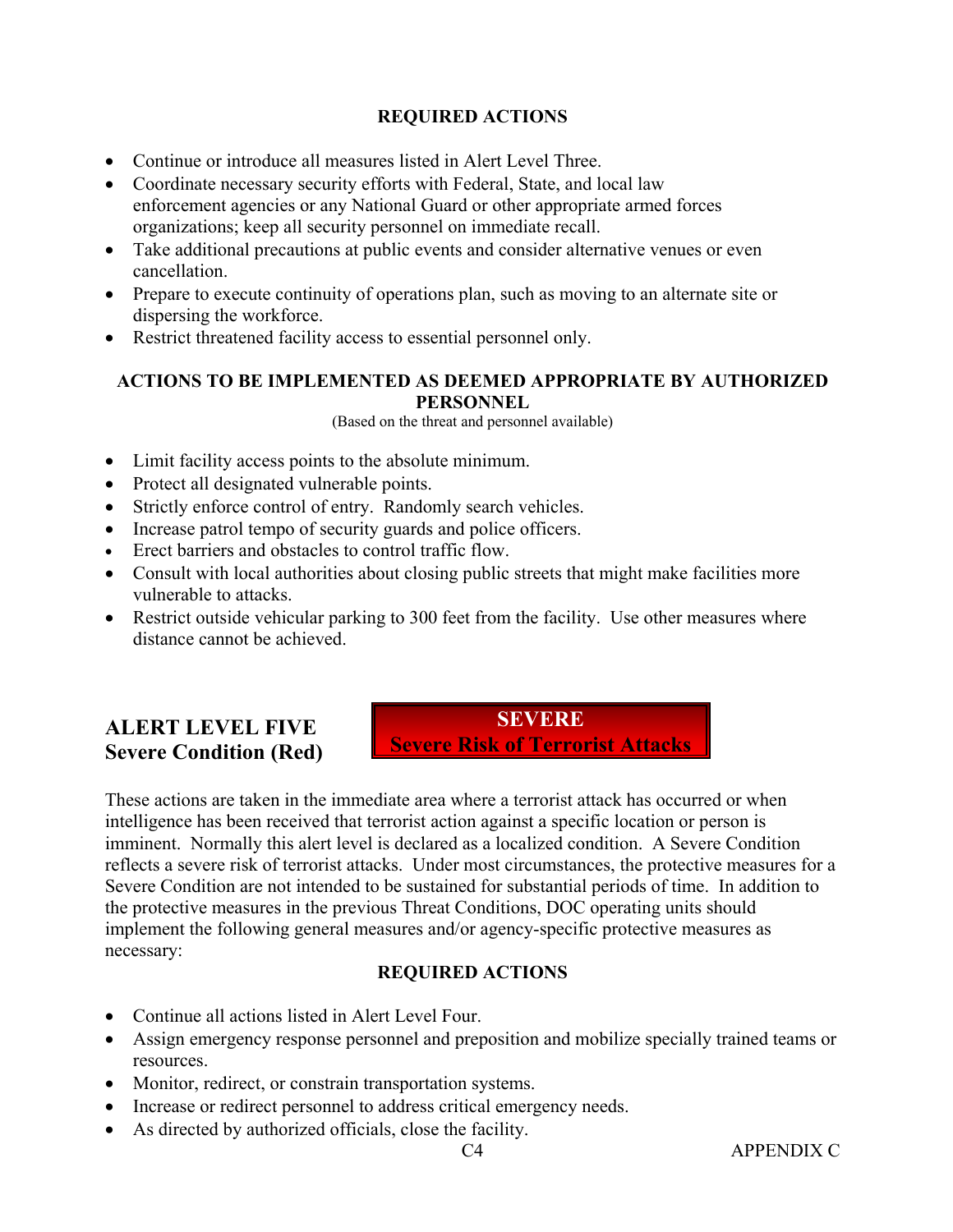**REQUIRED ACTIONS**

- Continue or introduce all measures listed in Alert Level Three.
- Coordinate necessary security efforts with Federal, State, and local law enforcement agencies or any National Guard or other appropriate armed forces organizations; keep all security personnel on immediate recall.
- Take additional precautions at public events and consider alternative venues or even cancellation.
- Prepare to execute continuity of operations plan, such as moving to an alternate site or dispersing the workforce.
- Restrict threatened facility access to essential personnel only.

**ACTIONS TO BE IMPLEMENTED AS DEEMED APPROPRIATE BY AUTHORIZED PERSONNEL**

(Based on the threat and personnel available)

- Limit facility access points to the absolute minimum.
- Protect all designated vulnerable points.
- Strictly enforce control of entry. Randomly search vehicles.
- Increase patrol tempo of security guards and police officers.
- Erect barriers and obstacles to control traffic flow.
- Consult with local authorities about closing public streets that might make facilities more vulnerable to attacks.
- Restrict outside vehicular parking to 300 feet from the facility. Use other measures where distance cannot be achieved.

## ALERT LEVEL FIVE
## Severe Condition (Red)

**SEVERE**
**Severe Risk of Terrorist Attacks**

These actions are taken in the immediate area where a terrorist attack has occurred or when intelligence has been received that terrorist action against a specific location or person is imminent. Normally this alert level is declared as a localized condition. A Severe Condition reflects a severe risk of terrorist attacks. Under most circumstances, the protective measures for a Severe Condition are not intended to be sustained for substantial periods of time. In addition to the protective measures in the previous Threat Conditions, DOC operating units should implement the following general measures and/or agency-specific protective measures as necessary:

**REQUIRED ACTIONS**

- Continue all actions listed in Alert Level Four.
- Assign emergency response personnel and preposition and mobilize specially trained teams or resources.
- Monitor, redirect, or constrain transportation systems.
- Increase or redirect personnel to address critical emergency needs.
- As directed by authorized officials, close the facility.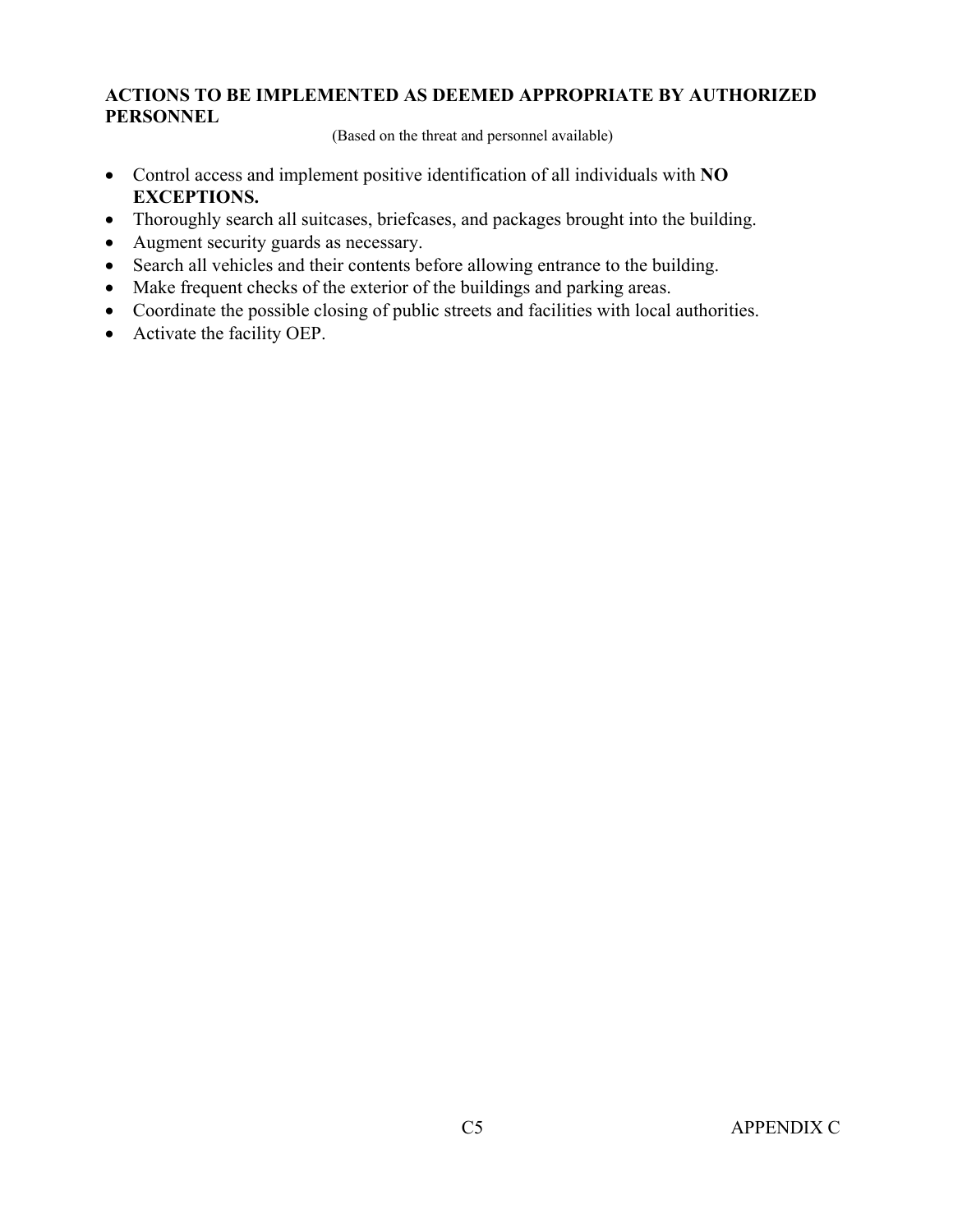**ACTIONS TO BE IMPLEMENTED AS DEEMED APPROPRIATE BY AUTHORIZED PERSONNEL**

(Based on the threat and personnel available)

- Control access and implement positive identification of all individuals with **NO EXCEPTIONS.**
- Thoroughly search all suitcases, briefcases, and packages brought into the building.
- Augment security guards as necessary.
- Search all vehicles and their contents before allowing entrance to the building.
- Make frequent checks of the exterior of the buildings and parking areas.
- Coordinate the possible closing of public streets and facilities with local authorities.
- Activate the facility OEP.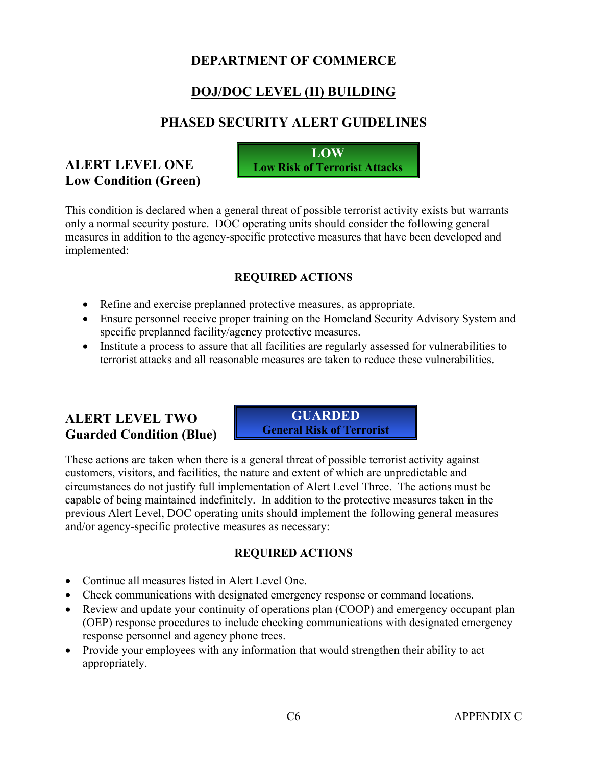# DEPARTMENT OF COMMERCE

## DOJ/DOC LEVEL (II) BUILDING

## PHASED SECURITY ALERT GUIDELINES

### ALERT LEVEL ONE
### Low Condition (Green)

**LOW**
**Low Risk of Terrorist Attacks**

This condition is declared when a general threat of possible terrorist activity exists but warrants only a normal security posture. DOC operating units should consider the following general measures in addition to the agency-specific protective measures that have been developed and implemented:

**REQUIRED ACTIONS**

- Refine and exercise preplanned protective measures, as appropriate.
- Ensure personnel receive proper training on the Homeland Security Advisory System and specific preplanned facility/agency protective measures.
- Institute a process to assure that all facilities are regularly assessed for vulnerabilities to terrorist attacks and all reasonable measures are taken to reduce these vulnerabilities.

### ALERT LEVEL TWO
### Guarded Condition (Blue)

**GUARDED**
**General Risk of Terrorist**

These actions are taken when there is a general threat of possible terrorist activity against customers, visitors, and facilities, the nature and extent of which are unpredictable and circumstances do not justify full implementation of Alert Level Three. The actions must be capable of being maintained indefinitely. In addition to the protective measures taken in the previous Alert Level, DOC operating units should implement the following general measures and/or agency-specific protective measures as necessary:

**REQUIRED ACTIONS**

- Continue all measures listed in Alert Level One.
- Check communications with designated emergency response or command locations.
- Review and update your continuity of operations plan (COOP) and emergency occupant plan (OEP) response procedures to include checking communications with designated emergency response personnel and agency phone trees.
- Provide your employees with any information that would strengthen their ability to act appropriately.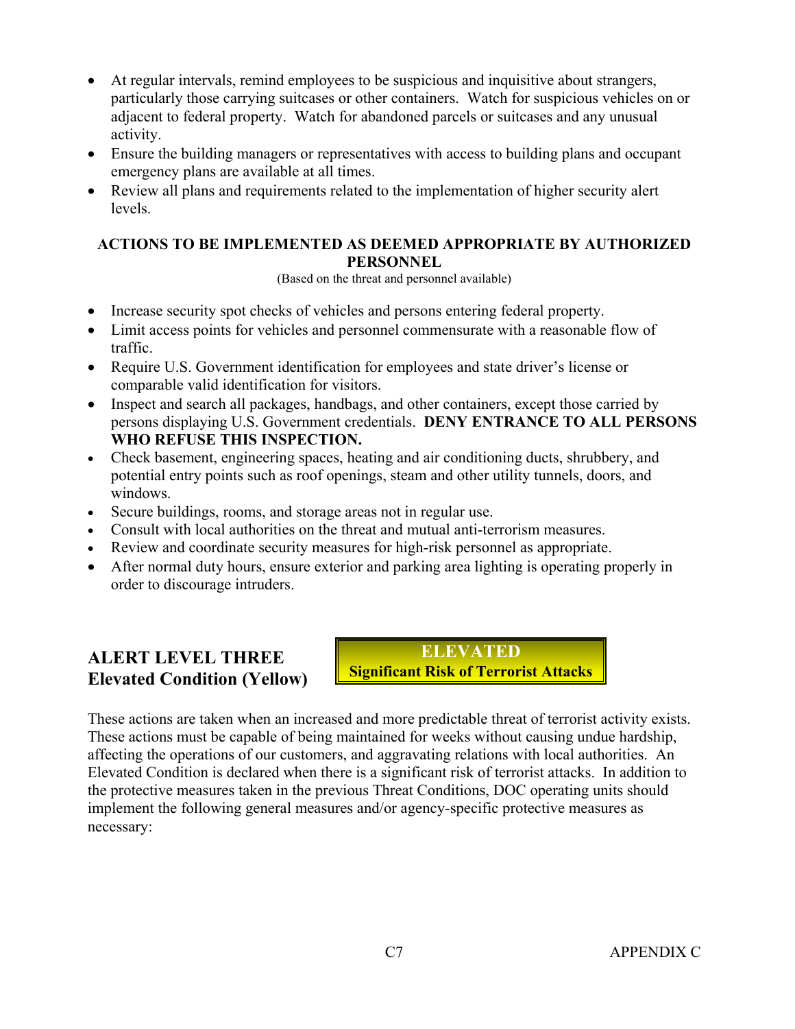- At regular intervals, remind employees to be suspicious and inquisitive about strangers, particularly those carrying suitcases or other containers. Watch for suspicious vehicles on or adjacent to federal property. Watch for abandoned parcels or suitcases and any unusual activity.
- Ensure the building managers or representatives with access to building plans and occupant emergency plans are available at all times.
- Review all plans and requirements related to the implementation of higher security alert levels.

**ACTIONS TO BE IMPLEMENTED AS DEEMED APPROPRIATE BY AUTHORIZED PERSONNEL**

(Based on the threat and personnel available)

- Increase security spot checks of vehicles and persons entering federal property.
- Limit access points for vehicles and personnel commensurate with a reasonable flow of traffic.
- Require U.S. Government identification for employees and state driver's license or comparable valid identification for visitors.
- Inspect and search all packages, handbags, and other containers, except those carried by persons displaying U.S. Government credentials. **DENY ENTRANCE TO ALL PERSONS WHO REFUSE THIS INSPECTION.**
- Check basement, engineering spaces, heating and air conditioning ducts, shrubbery, and potential entry points such as roof openings, steam and other utility tunnels, doors, and windows.
- Secure buildings, rooms, and storage areas not in regular use.
- Consult with local authorities on the threat and mutual anti-terrorism measures.
- Review and coordinate security measures for high-risk personnel as appropriate.
- After normal duty hours, ensure exterior and parking area lighting is operating properly in order to discourage intruders.

## ALERT LEVEL THREE Elevated Condition (Yellow)

**ELEVATED**
**Significant Risk of Terrorist Attacks**

These actions are taken when an increased and more predictable threat of terrorist activity exists. These actions must be capable of being maintained for weeks without causing undue hardship, affecting the operations of our customers, and aggravating relations with local authorities. An Elevated Condition is declared when there is a significant risk of terrorist attacks. In addition to the protective measures taken in the previous Threat Conditions, DOC operating units should implement the following general measures and/or agency-specific protective measures as necessary: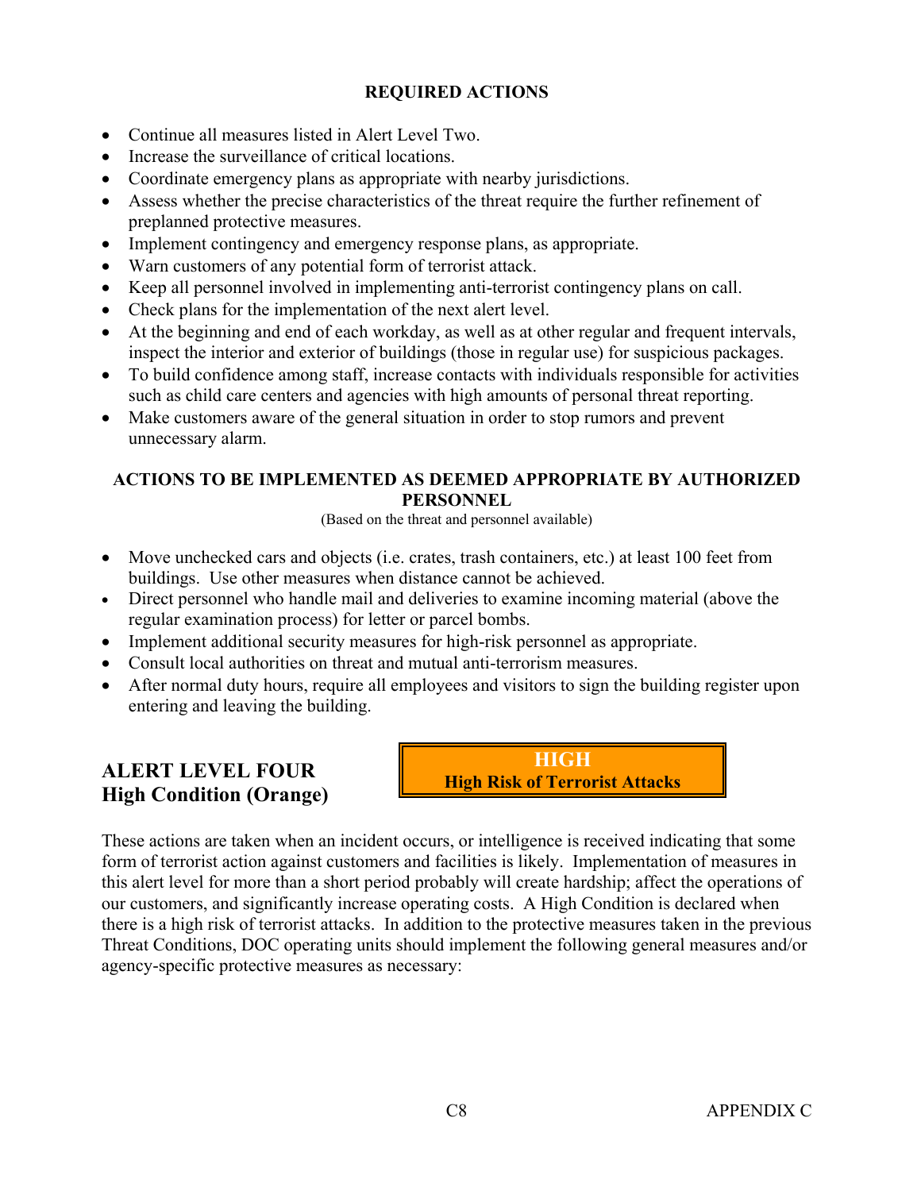**REQUIRED ACTIONS**

- Continue all measures listed in Alert Level Two.
- Increase the surveillance of critical locations.
- Coordinate emergency plans as appropriate with nearby jurisdictions.
- Assess whether the precise characteristics of the threat require the further refinement of preplanned protective measures.
- Implement contingency and emergency response plans, as appropriate.
- Warn customers of any potential form of terrorist attack.
- Keep all personnel involved in implementing anti-terrorist contingency plans on call.
- Check plans for the implementation of the next alert level.
- At the beginning and end of each workday, as well as at other regular and frequent intervals, inspect the interior and exterior of buildings (those in regular use) for suspicious packages.
- To build confidence among staff, increase contacts with individuals responsible for activities such as child care centers and agencies with high amounts of personal threat reporting.
- Make customers aware of the general situation in order to stop rumors and prevent unnecessary alarm.

**ACTIONS TO BE IMPLEMENTED AS DEEMED APPROPRIATE BY AUTHORIZED PERSONNEL**

(Based on the threat and personnel available)

- Move unchecked cars and objects (i.e. crates, trash containers, etc.) at least 100 feet from buildings. Use other measures when distance cannot be achieved.
- Direct personnel who handle mail and deliveries to examine incoming material (above the regular examination process) for letter or parcel bombs.
- Implement additional security measures for high-risk personnel as appropriate.
- Consult local authorities on threat and mutual anti-terrorism measures.
- After normal duty hours, require all employees and visitors to sign the building register upon entering and leaving the building.

## ALERT LEVEL FOUR
## High Condition (Orange)

**HIGH**
**High Risk of Terrorist Attacks**

These actions are taken when an incident occurs, or intelligence is received indicating that some form of terrorist action against customers and facilities is likely. Implementation of measures in this alert level for more than a short period probably will create hardship; affect the operations of our customers, and significantly increase operating costs. A High Condition is declared when there is a high risk of terrorist attacks. In addition to the protective measures taken in the previous Threat Conditions, DOC operating units should implement the following general measures and/or agency-specific protective measures as necessary: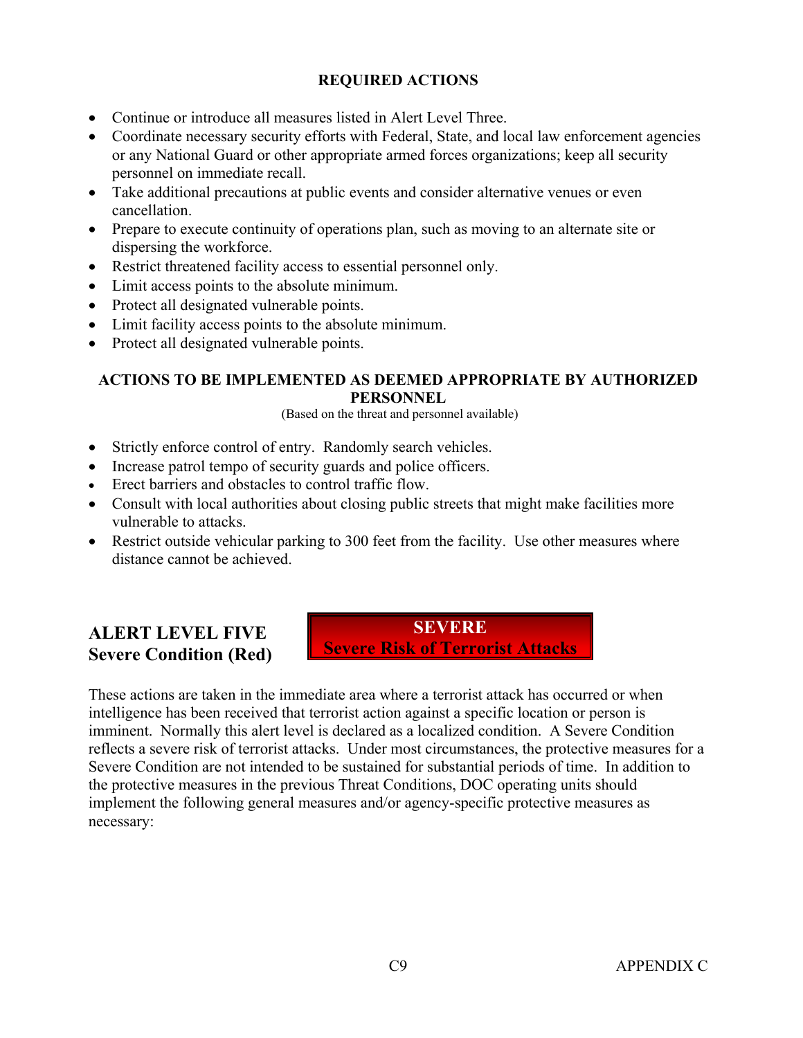**REQUIRED ACTIONS**

- Continue or introduce all measures listed in Alert Level Three.
- Coordinate necessary security efforts with Federal, State, and local law enforcement agencies or any National Guard or other appropriate armed forces organizations; keep all security personnel on immediate recall.
- Take additional precautions at public events and consider alternative venues or even cancellation.
- Prepare to execute continuity of operations plan, such as moving to an alternate site or dispersing the workforce.
- Restrict threatened facility access to essential personnel only.
- Limit access points to the absolute minimum.
- Protect all designated vulnerable points.
- Limit facility access points to the absolute minimum.
- Protect all designated vulnerable points.

**ACTIONS TO BE IMPLEMENTED AS DEEMED APPROPRIATE BY AUTHORIZED PERSONNEL**

(Based on the threat and personnel available)

- Strictly enforce control of entry. Randomly search vehicles.
- Increase patrol tempo of security guards and police officers.
- Erect barriers and obstacles to control traffic flow.
- Consult with local authorities about closing public streets that might make facilities more vulnerable to attacks.
- Restrict outside vehicular parking to 300 feet from the facility. Use other measures where distance cannot be achieved.

## ALERT LEVEL FIVE
## Severe Condition (Red)

**SEVERE**
**Severe Risk of Terrorist Attacks**

These actions are taken in the immediate area where a terrorist attack has occurred or when intelligence has been received that terrorist action against a specific location or person is imminent. Normally this alert level is declared as a localized condition. A Severe Condition reflects a severe risk of terrorist attacks. Under most circumstances, the protective measures for a Severe Condition are not intended to be sustained for substantial periods of time. In addition to the protective measures in the previous Threat Conditions, DOC operating units should implement the following general measures and/or agency-specific protective measures as necessary: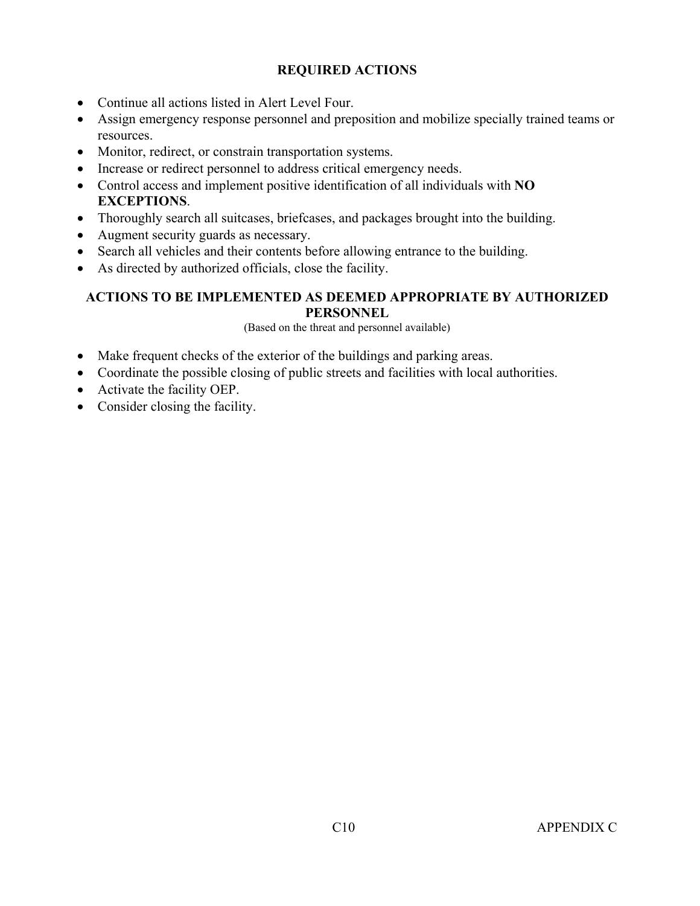**REQUIRED ACTIONS**

- Continue all actions listed in Alert Level Four.
- Assign emergency response personnel and preposition and mobilize specially trained teams or resources.
- Monitor, redirect, or constrain transportation systems.
- Increase or redirect personnel to address critical emergency needs.
- Control access and implement positive identification of all individuals with **NO EXCEPTIONS**.
- Thoroughly search all suitcases, briefcases, and packages brought into the building.
- Augment security guards as necessary.
- Search all vehicles and their contents before allowing entrance to the building.
- As directed by authorized officials, close the facility.

**ACTIONS TO BE IMPLEMENTED AS DEEMED APPROPRIATE BY AUTHORIZED PERSONNEL**

(Based on the threat and personnel available)

- Make frequent checks of the exterior of the buildings and parking areas.
- Coordinate the possible closing of public streets and facilities with local authorities.
- Activate the facility OEP.
- Consider closing the facility.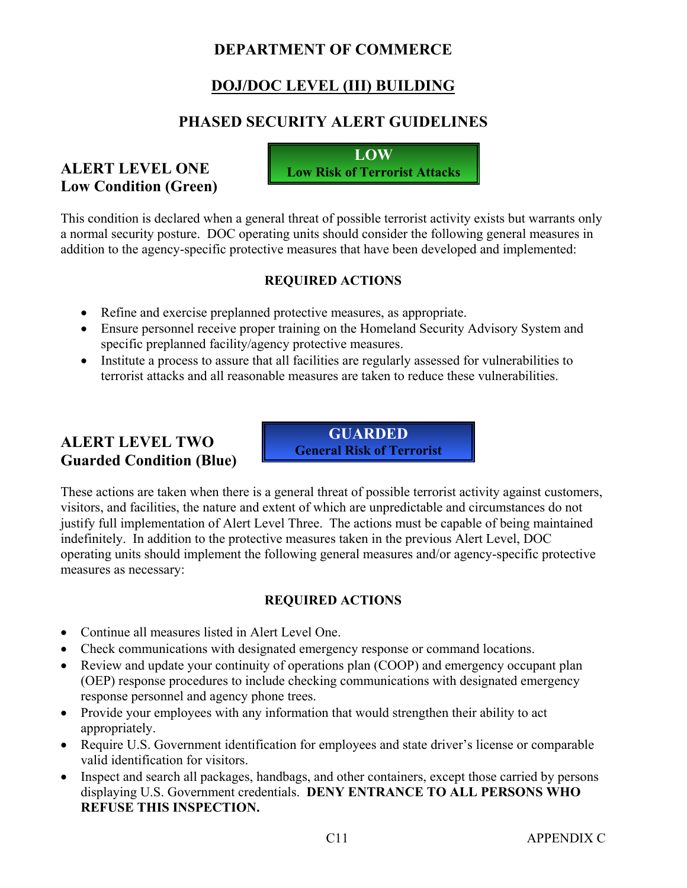# DEPARTMENT OF COMMERCE

## DOJ/DOC LEVEL (III) BUILDING

## PHASED SECURITY ALERT GUIDELINES

### ALERT LEVEL ONE
### Low Condition (Green)

**LOW**
**Low Risk of Terrorist Attacks**

This condition is declared when a general threat of possible terrorist activity exists but warrants only a normal security posture. DOC operating units should consider the following general measures in addition to the agency-specific protective measures that have been developed and implemented:

**REQUIRED ACTIONS**

- Refine and exercise preplanned protective measures, as appropriate.
- Ensure personnel receive proper training on the Homeland Security Advisory System and specific preplanned facility/agency protective measures.
- Institute a process to assure that all facilities are regularly assessed for vulnerabilities to terrorist attacks and all reasonable measures are taken to reduce these vulnerabilities.

### ALERT LEVEL TWO
### Guarded Condition (Blue)

**GUARDED**
**General Risk of Terrorist**

These actions are taken when there is a general threat of possible terrorist activity against customers, visitors, and facilities, the nature and extent of which are unpredictable and circumstances do not justify full implementation of Alert Level Three. The actions must be capable of being maintained indefinitely. In addition to the protective measures taken in the previous Alert Level, DOC operating units should implement the following general measures and/or agency-specific protective measures as necessary:

**REQUIRED ACTIONS**

- Continue all measures listed in Alert Level One.
- Check communications with designated emergency response or command locations.
- Review and update your continuity of operations plan (COOP) and emergency occupant plan (OEP) response procedures to include checking communications with designated emergency response personnel and agency phone trees.
- Provide your employees with any information that would strengthen their ability to act appropriately.
- Require U.S. Government identification for employees and state driver's license or comparable valid identification for visitors.
- Inspect and search all packages, handbags, and other containers, except those carried by persons displaying U.S. Government credentials. **DENY ENTRANCE TO ALL PERSONS WHO REFUSE THIS INSPECTION.**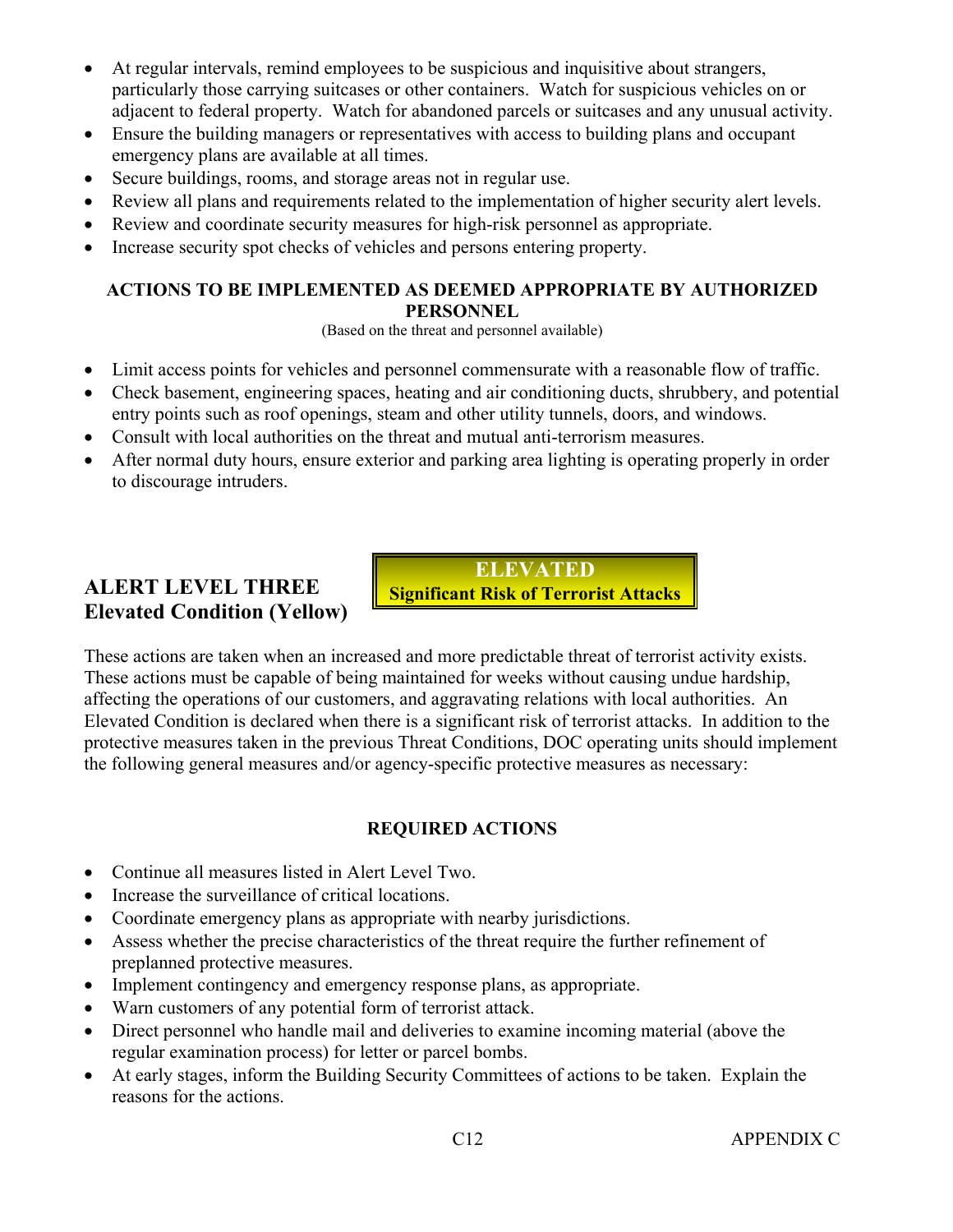- At regular intervals, remind employees to be suspicious and inquisitive about strangers, particularly those carrying suitcases or other containers. Watch for suspicious vehicles on or adjacent to federal property. Watch for abandoned parcels or suitcases and any unusual activity.
- Ensure the building managers or representatives with access to building plans and occupant emergency plans are available at all times.
- Secure buildings, rooms, and storage areas not in regular use.
- Review all plans and requirements related to the implementation of higher security alert levels.
- Review and coordinate security measures for high-risk personnel as appropriate.
- Increase security spot checks of vehicles and persons entering property.

**ACTIONS TO BE IMPLEMENTED AS DEEMED APPROPRIATE BY AUTHORIZED PERSONNEL**

(Based on the threat and personnel available)

- Limit access points for vehicles and personnel commensurate with a reasonable flow of traffic.
- Check basement, engineering spaces, heating and air conditioning ducts, shrubbery, and potential entry points such as roof openings, steam and other utility tunnels, doors, and windows.
- Consult with local authorities on the threat and mutual anti-terrorism measures.
- After normal duty hours, ensure exterior and parking area lighting is operating properly in order to discourage intruders.

## ALERT LEVEL THREE
## Elevated Condition (Yellow)

**ELEVATED**
**Significant Risk of Terrorist Attacks**

These actions are taken when an increased and more predictable threat of terrorist activity exists. These actions must be capable of being maintained for weeks without causing undue hardship, affecting the operations of our customers, and aggravating relations with local authorities. An Elevated Condition is declared when there is a significant risk of terrorist attacks. In addition to the protective measures taken in the previous Threat Conditions, DOC operating units should implement the following general measures and/or agency-specific protective measures as necessary:

**REQUIRED ACTIONS**

- Continue all measures listed in Alert Level Two.
- Increase the surveillance of critical locations.
- Coordinate emergency plans as appropriate with nearby jurisdictions.
- Assess whether the precise characteristics of the threat require the further refinement of preplanned protective measures.
- Implement contingency and emergency response plans, as appropriate.
- Warn customers of any potential form of terrorist attack.
- Direct personnel who handle mail and deliveries to examine incoming material (above the regular examination process) for letter or parcel bombs.
- At early stages, inform the Building Security Committees of actions to be taken. Explain the reasons for the actions.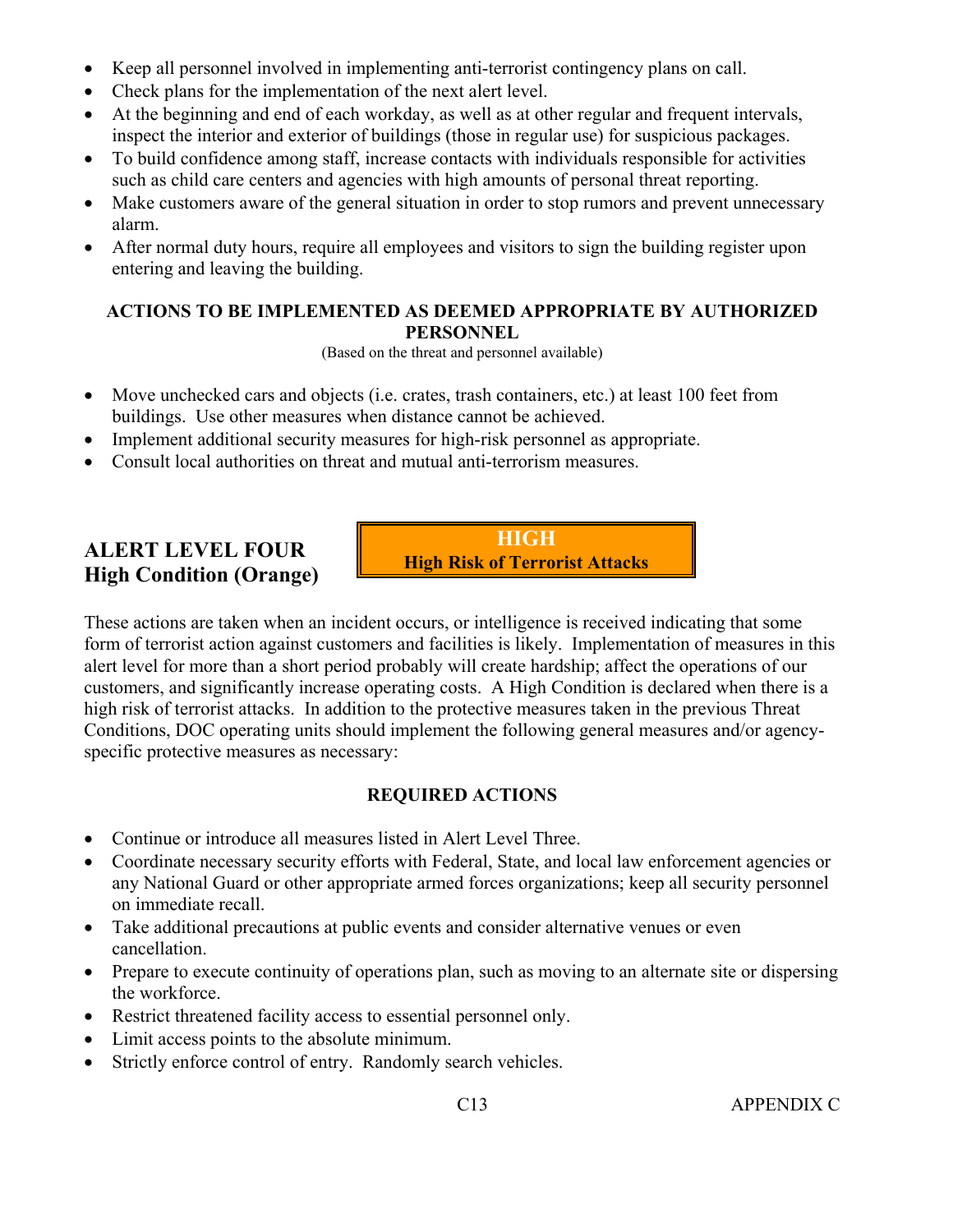- Keep all personnel involved in implementing anti-terrorist contingency plans on call.
- Check plans for the implementation of the next alert level.
- At the beginning and end of each workday, as well as at other regular and frequent intervals, inspect the interior and exterior of buildings (those in regular use) for suspicious packages.
- To build confidence among staff, increase contacts with individuals responsible for activities such as child care centers and agencies with high amounts of personal threat reporting.
- Make customers aware of the general situation in order to stop rumors and prevent unnecessary alarm.
- After normal duty hours, require all employees and visitors to sign the building register upon entering and leaving the building.

**ACTIONS TO BE IMPLEMENTED AS DEEMED APPROPRIATE BY AUTHORIZED PERSONNEL**

(Based on the threat and personnel available)

- Move unchecked cars and objects (i.e. crates, trash containers, etc.) at least 100 feet from buildings. Use other measures when distance cannot be achieved.
- Implement additional security measures for high-risk personnel as appropriate.
- Consult local authorities on threat and mutual anti-terrorism measures.

## ALERT LEVEL FOUR High Condition (Orange)

**HIGH**
**High Risk of Terrorist Attacks**

These actions are taken when an incident occurs, or intelligence is received indicating that some form of terrorist action against customers and facilities is likely. Implementation of measures in this alert level for more than a short period probably will create hardship; affect the operations of our customers, and significantly increase operating costs. A High Condition is declared when there is a high risk of terrorist attacks. In addition to the protective measures taken in the previous Threat Conditions, DOC operating units should implement the following general measures and/or agency-specific protective measures as necessary:

**REQUIRED ACTIONS**

- Continue or introduce all measures listed in Alert Level Three.
- Coordinate necessary security efforts with Federal, State, and local law enforcement agencies or any National Guard or other appropriate armed forces organizations; keep all security personnel on immediate recall.
- Take additional precautions at public events and consider alternative venues or even cancellation.
- Prepare to execute continuity of operations plan, such as moving to an alternate site or dispersing the workforce.
- Restrict threatened facility access to essential personnel only.
- Limit access points to the absolute minimum.
- Strictly enforce control of entry. Randomly search vehicles.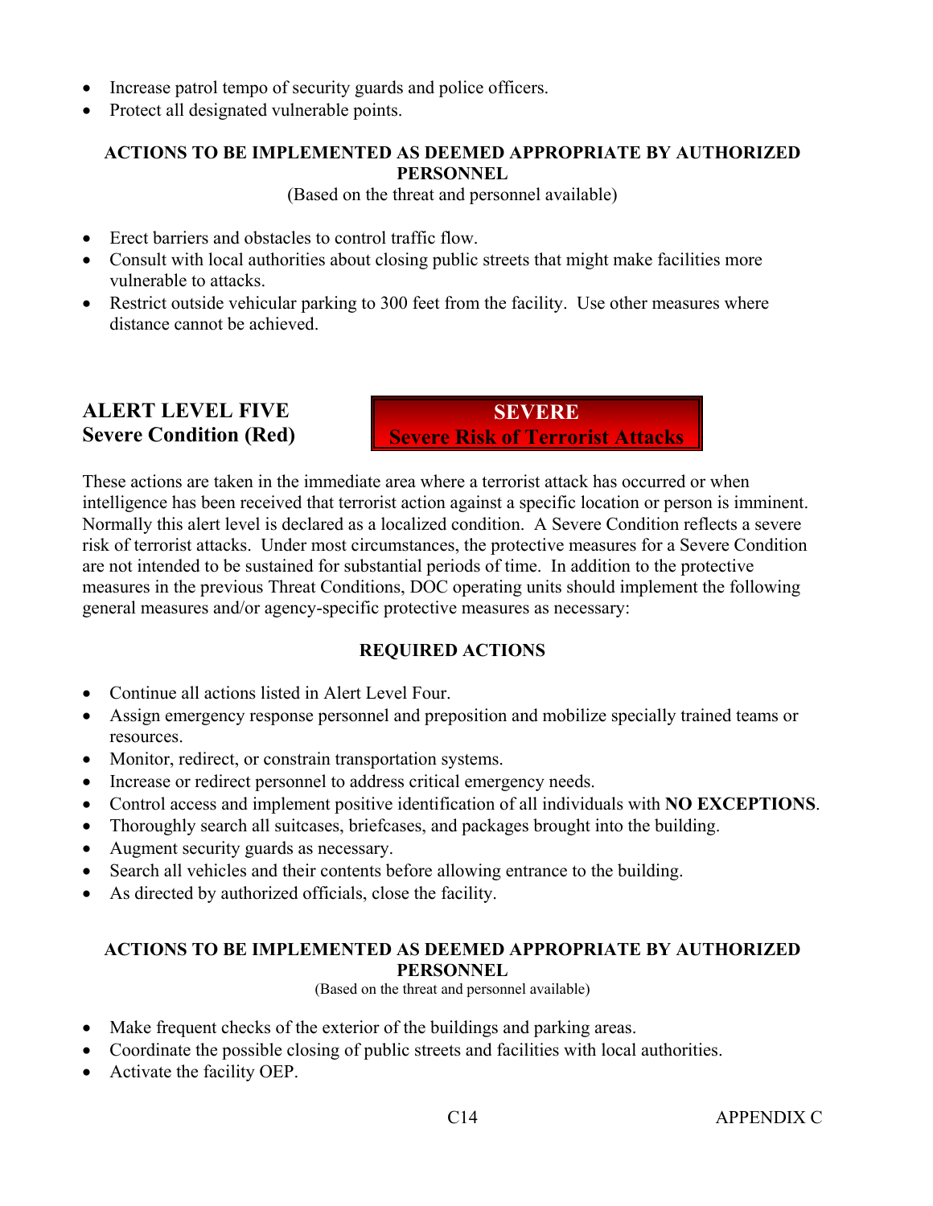- Increase patrol tempo of security guards and police officers.
- Protect all designated vulnerable points.

**ACTIONS TO BE IMPLEMENTED AS DEEMED APPROPRIATE BY AUTHORIZED PERSONNEL**

(Based on the threat and personnel available)

- Erect barriers and obstacles to control traffic flow.
- Consult with local authorities about closing public streets that might make facilities more vulnerable to attacks.
- Restrict outside vehicular parking to 300 feet from the facility. Use other measures where distance cannot be achieved.

## ALERT LEVEL FIVE
## Severe Condition (Red)

**SEVERE**
**Severe Risk of Terrorist Attacks**

These actions are taken in the immediate area where a terrorist attack has occurred or when intelligence has been received that terrorist action against a specific location or person is imminent. Normally this alert level is declared as a localized condition. A Severe Condition reflects a severe risk of terrorist attacks. Under most circumstances, the protective measures for a Severe Condition are not intended to be sustained for substantial periods of time. In addition to the protective measures in the previous Threat Conditions, DOC operating units should implement the following general measures and/or agency-specific protective measures as necessary:

**REQUIRED ACTIONS**

- Continue all actions listed in Alert Level Four.
- Assign emergency response personnel and preposition and mobilize specially trained teams or resources.
- Monitor, redirect, or constrain transportation systems.
- Increase or redirect personnel to address critical emergency needs.
- Control access and implement positive identification of all individuals with **NO EXCEPTIONS**.
- Thoroughly search all suitcases, briefcases, and packages brought into the building.
- Augment security guards as necessary.
- Search all vehicles and their contents before allowing entrance to the building.
- As directed by authorized officials, close the facility.

**ACTIONS TO BE IMPLEMENTED AS DEEMED APPROPRIATE BY AUTHORIZED PERSONNEL**

(Based on the threat and personnel available)

- Make frequent checks of the exterior of the buildings and parking areas.
- Coordinate the possible closing of public streets and facilities with local authorities.
- Activate the facility OEP.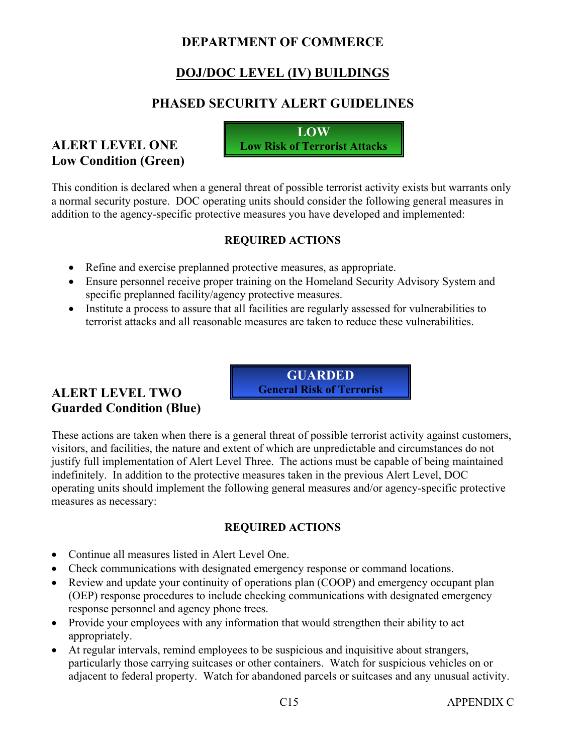# DEPARTMENT OF COMMERCE

## DOJ/DOC LEVEL (IV) BUILDINGS

## PHASED SECURITY ALERT GUIDELINES

**LOW**
**Low Risk of Terrorist Attacks**

### ALERT LEVEL ONE
### Low Condition (Green)

This condition is declared when a general threat of possible terrorist activity exists but warrants only a normal security posture. DOC operating units should consider the following general measures in addition to the agency-specific protective measures you have developed and implemented:

**REQUIRED ACTIONS**

- Refine and exercise preplanned protective measures, as appropriate.
- Ensure personnel receive proper training on the Homeland Security Advisory System and specific preplanned facility/agency protective measures.
- Institute a process to assure that all facilities are regularly assessed for vulnerabilities to terrorist attacks and all reasonable measures are taken to reduce these vulnerabilities.

**GUARDED**
**General Risk of Terrorist**

### ALERT LEVEL TWO
### Guarded Condition (Blue)

These actions are taken when there is a general threat of possible terrorist activity against customers, visitors, and facilities, the nature and extent of which are unpredictable and circumstances do not justify full implementation of Alert Level Three. The actions must be capable of being maintained indefinitely. In addition to the protective measures taken in the previous Alert Level, DOC operating units should implement the following general measures and/or agency-specific protective measures as necessary:

**REQUIRED ACTIONS**

- Continue all measures listed in Alert Level One.
- Check communications with designated emergency response or command locations.
- Review and update your continuity of operations plan (COOP) and emergency occupant plan (OEP) response procedures to include checking communications with designated emergency response personnel and agency phone trees.
- Provide your employees with any information that would strengthen their ability to act appropriately.
- At regular intervals, remind employees to be suspicious and inquisitive about strangers, particularly those carrying suitcases or other containers. Watch for suspicious vehicles on or adjacent to federal property. Watch for abandoned parcels or suitcases and any unusual activity.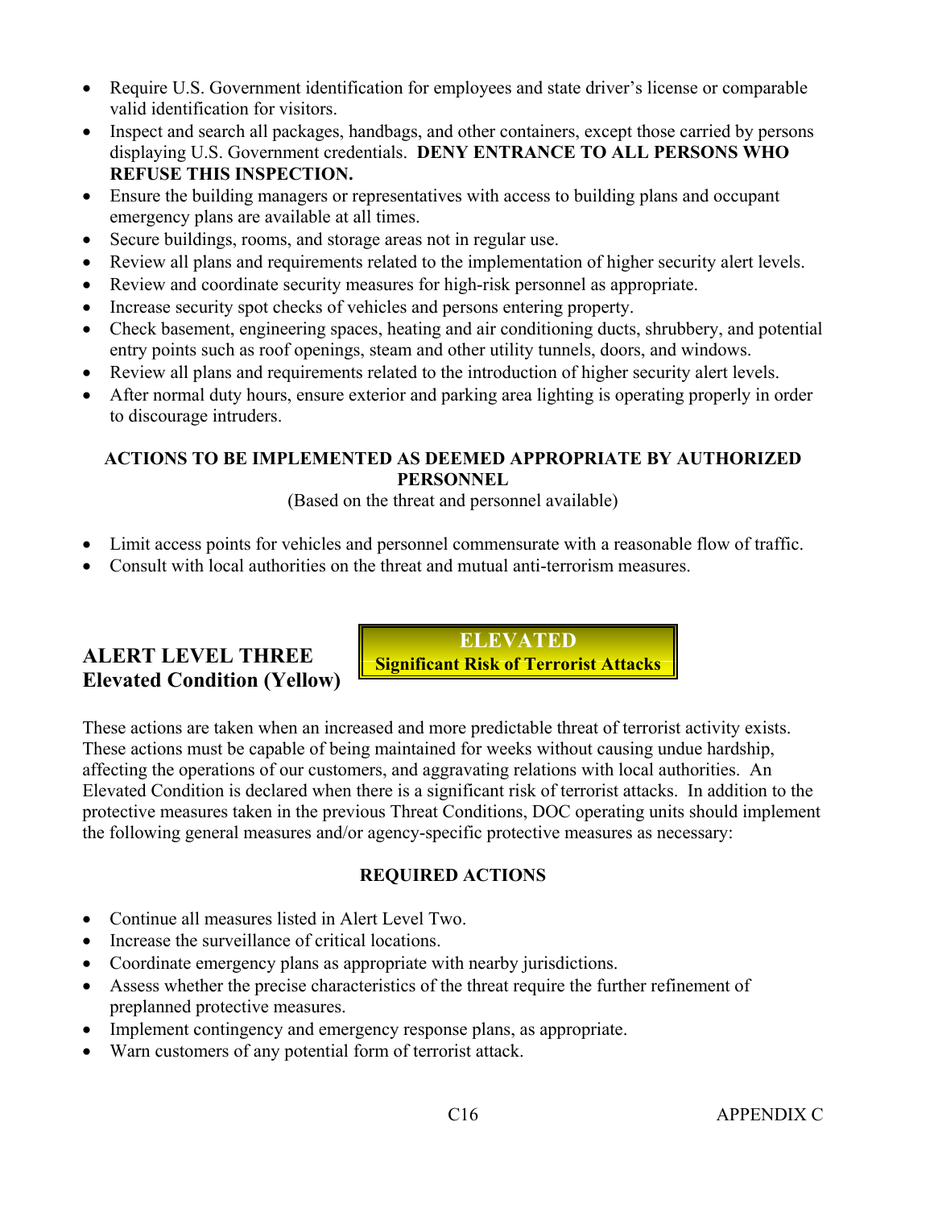- Require U.S. Government identification for employees and state driver's license or comparable valid identification for visitors.
- Inspect and search all packages, handbags, and other containers, except those carried by persons displaying U.S. Government credentials. **DENY ENTRANCE TO ALL PERSONS WHO REFUSE THIS INSPECTION.**
- Ensure the building managers or representatives with access to building plans and occupant emergency plans are available at all times.
- Secure buildings, rooms, and storage areas not in regular use.
- Review all plans and requirements related to the implementation of higher security alert levels.
- Review and coordinate security measures for high-risk personnel as appropriate.
- Increase security spot checks of vehicles and persons entering property.
- Check basement, engineering spaces, heating and air conditioning ducts, shrubbery, and potential entry points such as roof openings, steam and other utility tunnels, doors, and windows.
- Review all plans and requirements related to the introduction of higher security alert levels.
- After normal duty hours, ensure exterior and parking area lighting is operating properly in order to discourage intruders.

**ACTIONS TO BE IMPLEMENTED AS DEEMED APPROPRIATE BY AUTHORIZED PERSONNEL**

(Based on the threat and personnel available)

- Limit access points for vehicles and personnel commensurate with a reasonable flow of traffic.
- Consult with local authorities on the threat and mutual anti-terrorism measures.

## ALERT LEVEL THREE Elevated Condition (Yellow)

**ELEVATED**
**Significant Risk of Terrorist Attacks**

These actions are taken when an increased and more predictable threat of terrorist activity exists. These actions must be capable of being maintained for weeks without causing undue hardship, affecting the operations of our customers, and aggravating relations with local authorities. An Elevated Condition is declared when there is a significant risk of terrorist attacks. In addition to the protective measures taken in the previous Threat Conditions, DOC operating units should implement the following general measures and/or agency-specific protective measures as necessary:

**REQUIRED ACTIONS**

- Continue all measures listed in Alert Level Two.
- Increase the surveillance of critical locations.
- Coordinate emergency plans as appropriate with nearby jurisdictions.
- Assess whether the precise characteristics of the threat require the further refinement of preplanned protective measures.
- Implement contingency and emergency response plans, as appropriate.
- Warn customers of any potential form of terrorist attack.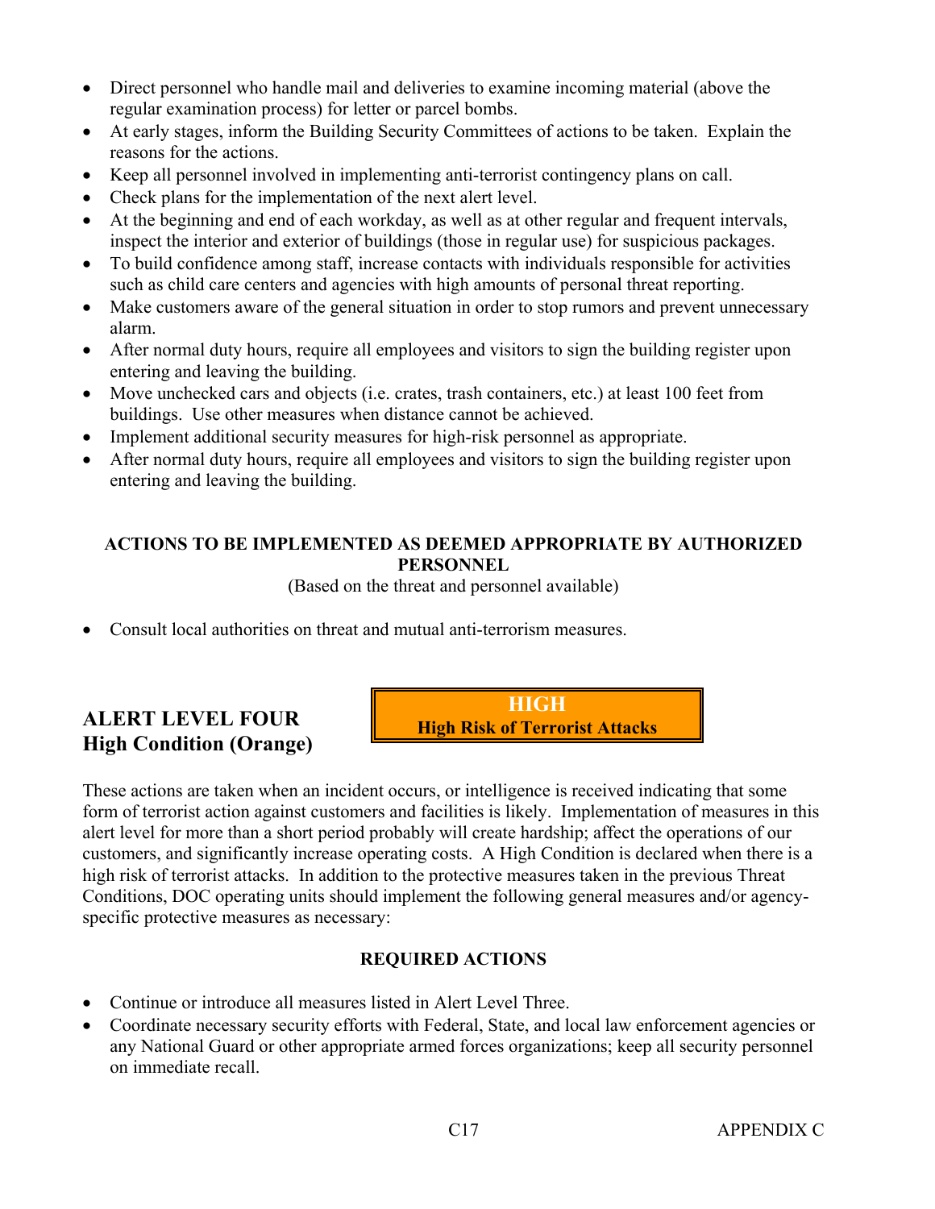- Direct personnel who handle mail and deliveries to examine incoming material (above the regular examination process) for letter or parcel bombs.
- At early stages, inform the Building Security Committees of actions to be taken. Explain the reasons for the actions.
- Keep all personnel involved in implementing anti-terrorist contingency plans on call.
- Check plans for the implementation of the next alert level.
- At the beginning and end of each workday, as well as at other regular and frequent intervals, inspect the interior and exterior of buildings (those in regular use) for suspicious packages.
- To build confidence among staff, increase contacts with individuals responsible for activities such as child care centers and agencies with high amounts of personal threat reporting.
- Make customers aware of the general situation in order to stop rumors and prevent unnecessary alarm.
- After normal duty hours, require all employees and visitors to sign the building register upon entering and leaving the building.
- Move unchecked cars and objects (i.e. crates, trash containers, etc.) at least 100 feet from buildings. Use other measures when distance cannot be achieved.
- Implement additional security measures for high-risk personnel as appropriate.
- After normal duty hours, require all employees and visitors to sign the building register upon entering and leaving the building.

**ACTIONS TO BE IMPLEMENTED AS DEEMED APPROPRIATE BY AUTHORIZED PERSONNEL**

(Based on the threat and personnel available)

- Consult local authorities on threat and mutual anti-terrorism measures.

## ALERT LEVEL FOUR
## High Condition (Orange)

**HIGH**
**High Risk of Terrorist Attacks**

These actions are taken when an incident occurs, or intelligence is received indicating that some form of terrorist action against customers and facilities is likely. Implementation of measures in this alert level for more than a short period probably will create hardship; affect the operations of our customers, and significantly increase operating costs. A High Condition is declared when there is a high risk of terrorist attacks. In addition to the protective measures taken in the previous Threat Conditions, DOC operating units should implement the following general measures and/or agency-specific protective measures as necessary:

**REQUIRED ACTIONS**

- Continue or introduce all measures listed in Alert Level Three.
- Coordinate necessary security efforts with Federal, State, and local law enforcement agencies or any National Guard or other appropriate armed forces organizations; keep all security personnel on immediate recall.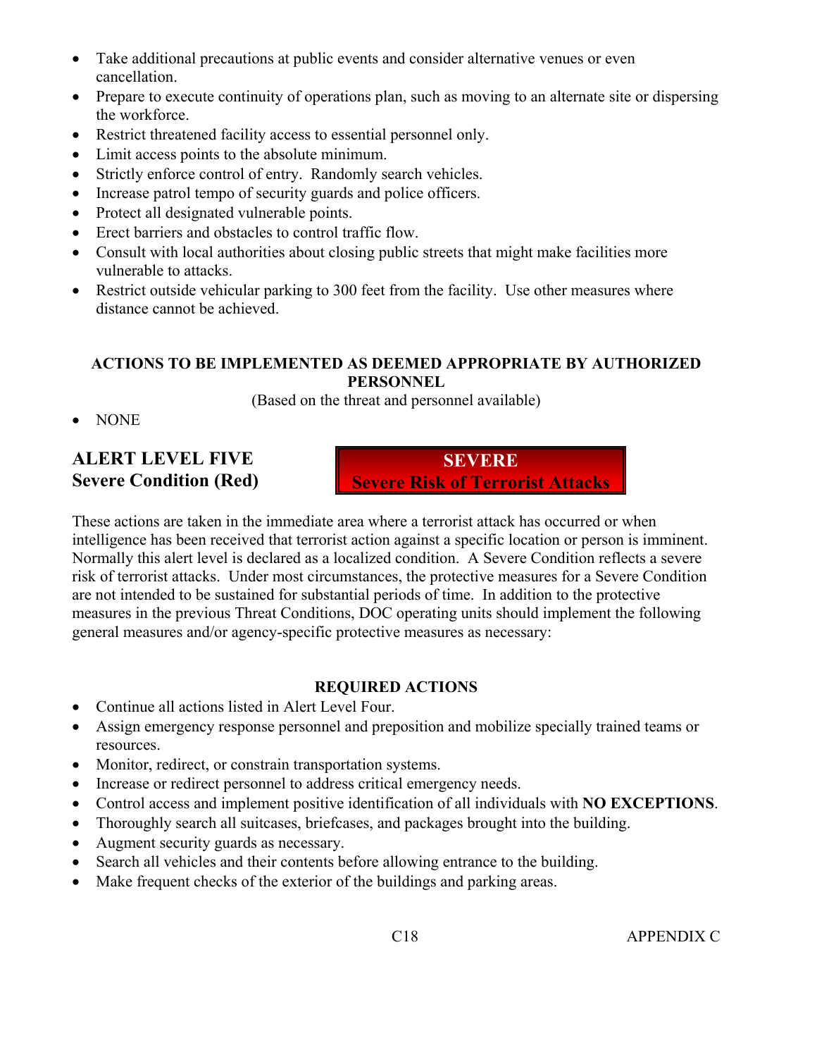- Take additional precautions at public events and consider alternative venues or even cancellation.
- Prepare to execute continuity of operations plan, such as moving to an alternate site or dispersing the workforce.
- Restrict threatened facility access to essential personnel only.
- Limit access points to the absolute minimum.
- Strictly enforce control of entry. Randomly search vehicles.
- Increase patrol tempo of security guards and police officers.
- Protect all designated vulnerable points.
- Erect barriers and obstacles to control traffic flow.
- Consult with local authorities about closing public streets that might make facilities more vulnerable to attacks.
- Restrict outside vehicular parking to 300 feet from the facility. Use other measures where distance cannot be achieved.

**ACTIONS TO BE IMPLEMENTED AS DEEMED APPROPRIATE BY AUTHORIZED PERSONNEL**

(Based on the threat and personnel available)

- NONE

## ALERT LEVEL FIVE
## Severe Condition (Red)

**SEVERE**
**Severe Risk of Terrorist Attacks**

These actions are taken in the immediate area where a terrorist attack has occurred or when intelligence has been received that terrorist action against a specific location or person is imminent. Normally this alert level is declared as a localized condition. A Severe Condition reflects a severe risk of terrorist attacks. Under most circumstances, the protective measures for a Severe Condition are not intended to be sustained for substantial periods of time. In addition to the protective measures in the previous Threat Conditions, DOC operating units should implement the following general measures and/or agency-specific protective measures as necessary:

**REQUIRED ACTIONS**

- Continue all actions listed in Alert Level Four.
- Assign emergency response personnel and preposition and mobilize specially trained teams or resources.
- Monitor, redirect, or constrain transportation systems.
- Increase or redirect personnel to address critical emergency needs.
- Control access and implement positive identification of all individuals with **NO EXCEPTIONS**.
- Thoroughly search all suitcases, briefcases, and packages brought into the building.
- Augment security guards as necessary.
- Search all vehicles and their contents before allowing entrance to the building.
- Make frequent checks of the exterior of the buildings and parking areas.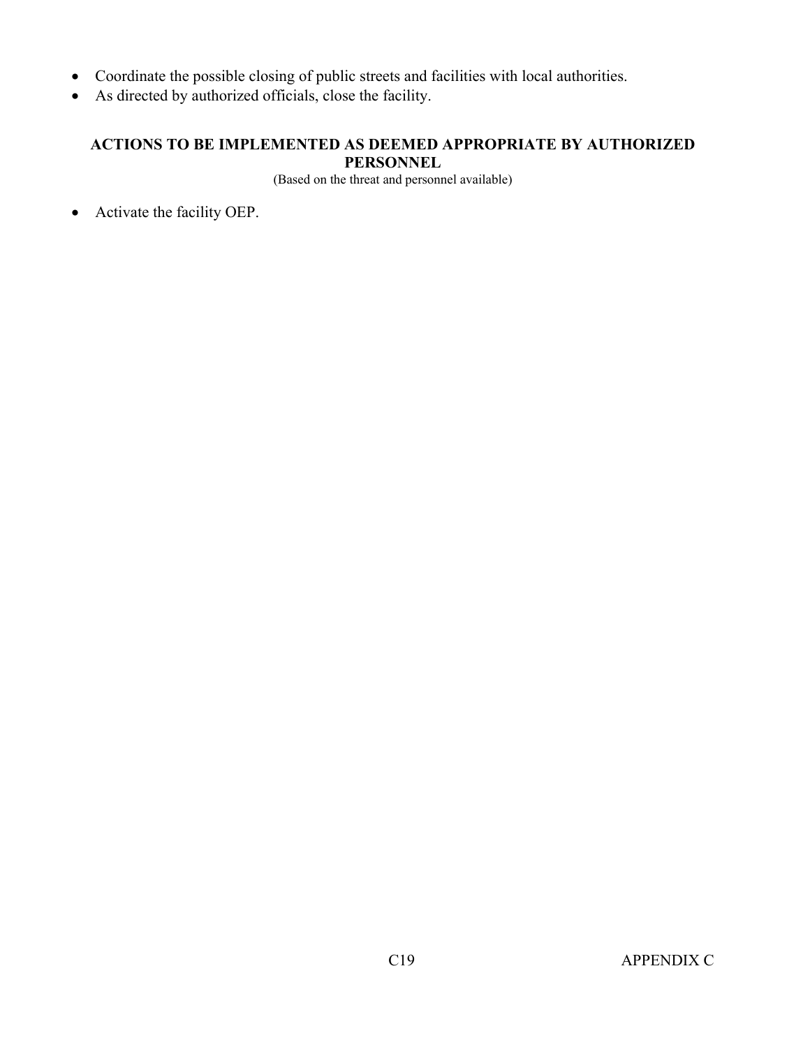- Coordinate the possible closing of public streets and facilities with local authorities.
- As directed by authorized officials, close the facility.

**ACTIONS TO BE IMPLEMENTED AS DEEMED APPROPRIATE BY AUTHORIZED PERSONNEL**

(Based on the threat and personnel available)

- Activate the facility OEP.